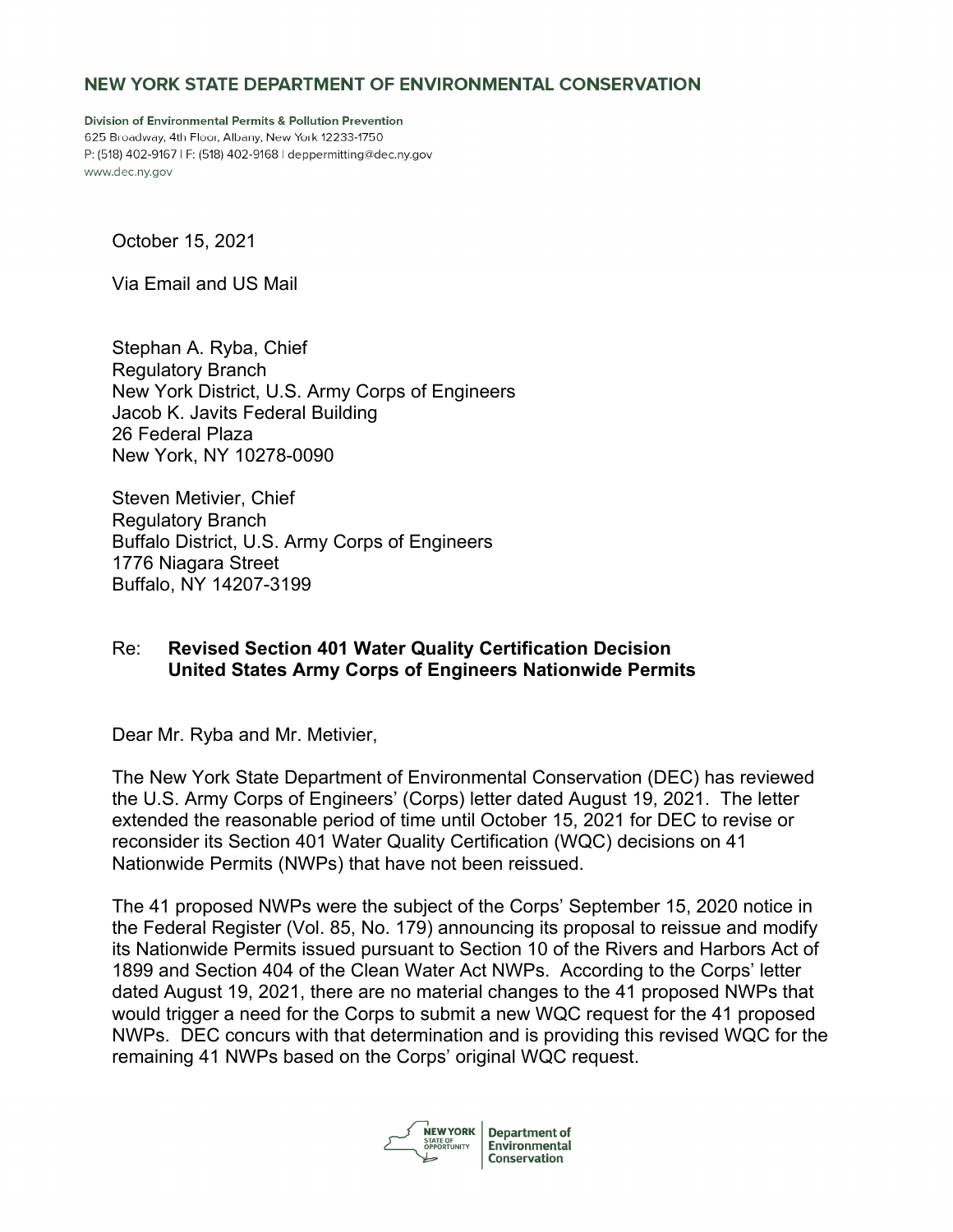**NEW YORK STATE DEPARTMENT OF ENVIRONMENTAL CONSERVATION**

**Division of Environmental Permits & Pollution Prevention**
625 Broadway, 4th Floor, Albany, New York 12233-1750
P: (518) 402-9167 | F: (518) 402-9168 | deppermitting@dec.ny.gov
www.dec.ny.gov

October 15, 2021

Via Email and US Mail

Stephan A. Ryba, Chief
Regulatory Branch
New York District, U.S. Army Corps of Engineers
Jacob K. Javits Federal Building
26 Federal Plaza
New York, NY 10278-0090

Steven Metivier, Chief
Regulatory Branch
Buffalo District, U.S. Army Corps of Engineers
1776 Niagara Street
Buffalo, NY 14207-3199

Re: **Revised Section 401 Water Quality Certification Decision**
**United States Army Corps of Engineers Nationwide Permits**

Dear Mr. Ryba and Mr. Metivier,

The New York State Department of Environmental Conservation (DEC) has reviewed the U.S. Army Corps of Engineers' (Corps) letter dated August 19, 2021. The letter extended the reasonable period of time until October 15, 2021 for DEC to revise or reconsider its Section 401 Water Quality Certification (WQC) decisions on 41 Nationwide Permits (NWPs) that have not been reissued.

The 41 proposed NWPs were the subject of the Corps' September 15, 2020 notice in the Federal Register (Vol. 85, No. 179) announcing its proposal to reissue and modify its Nationwide Permits issued pursuant to Section 10 of the Rivers and Harbors Act of 1899 and Section 404 of the Clean Water Act NWPs. According to the Corps' letter dated August 19, 2021, there are no material changes to the 41 proposed NWPs that would trigger a need for the Corps to submit a new WQC request for the 41 proposed NWPs. DEC concurs with that determination and is providing this revised WQC for the remaining 41 NWPs based on the Corps' original WQC request.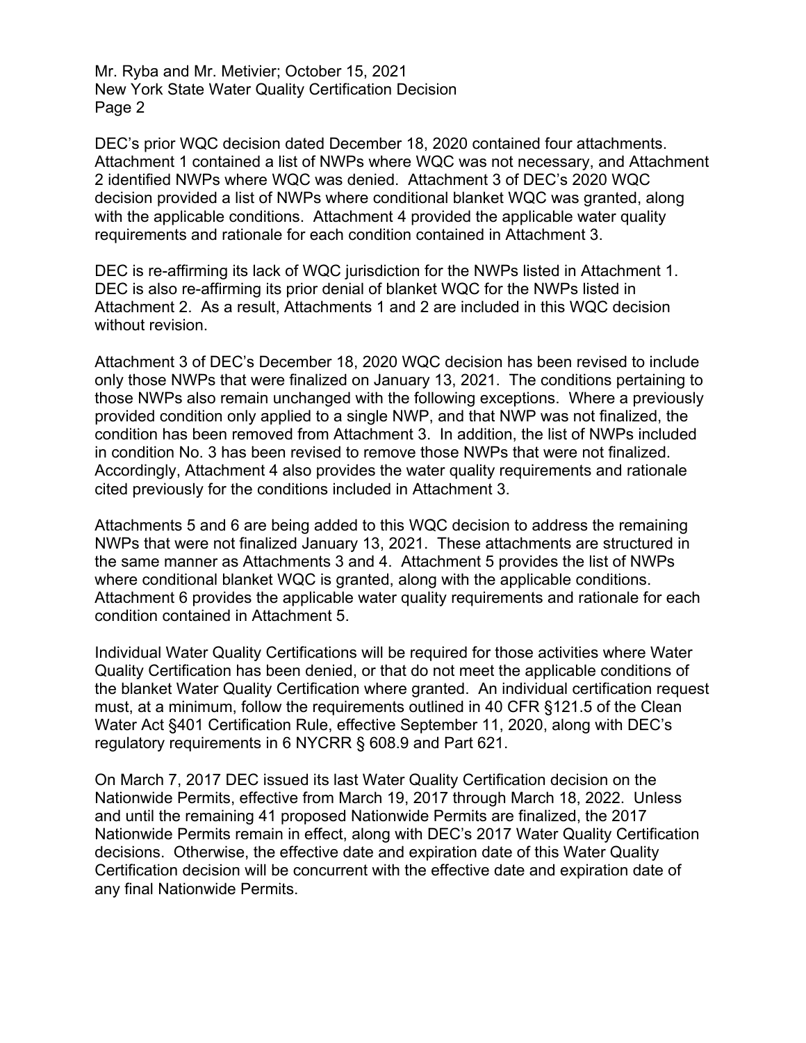DEC's prior WQC decision dated December 18, 2020 contained four attachments. Attachment 1 contained a list of NWPs where WQC was not necessary, and Attachment 2 identified NWPs where WQC was denied. Attachment 3 of DEC's 2020 WQC decision provided a list of NWPs where conditional blanket WQC was granted, along with the applicable conditions. Attachment 4 provided the applicable water quality requirements and rationale for each condition contained in Attachment 3.

DEC is re-affirming its lack of WQC jurisdiction for the NWPs listed in Attachment 1. DEC is also re-affirming its prior denial of blanket WQC for the NWPs listed in Attachment 2. As a result, Attachments 1 and 2 are included in this WQC decision without revision.

Attachment 3 of DEC's December 18, 2020 WQC decision has been revised to include only those NWPs that were finalized on January 13, 2021. The conditions pertaining to those NWPs also remain unchanged with the following exceptions. Where a previously provided condition only applied to a single NWP, and that NWP was not finalized, the condition has been removed from Attachment 3. In addition, the list of NWPs included in condition No. 3 has been revised to remove those NWPs that were not finalized. Accordingly, Attachment 4 also provides the water quality requirements and rationale cited previously for the conditions included in Attachment 3.

Attachments 5 and 6 are being added to this WQC decision to address the remaining NWPs that were not finalized January 13, 2021. These attachments are structured in the same manner as Attachments 3 and 4. Attachment 5 provides the list of NWPs where conditional blanket WQC is granted, along with the applicable conditions. Attachment 6 provides the applicable water quality requirements and rationale for each condition contained in Attachment 5.

Individual Water Quality Certifications will be required for those activities where Water Quality Certification has been denied, or that do not meet the applicable conditions of the blanket Water Quality Certification where granted. An individual certification request must, at a minimum, follow the requirements outlined in 40 CFR §121.5 of the Clean Water Act §401 Certification Rule, effective September 11, 2020, along with DEC's regulatory requirements in 6 NYCRR § 608.9 and Part 621.

On March 7, 2017 DEC issued its last Water Quality Certification decision on the Nationwide Permits, effective from March 19, 2017 through March 18, 2022. Unless and until the remaining 41 proposed Nationwide Permits are finalized, the 2017 Nationwide Permits remain in effect, along with DEC's 2017 Water Quality Certification decisions. Otherwise, the effective date and expiration date of this Water Quality Certification decision will be concurrent with the effective date and expiration date of any final Nationwide Permits.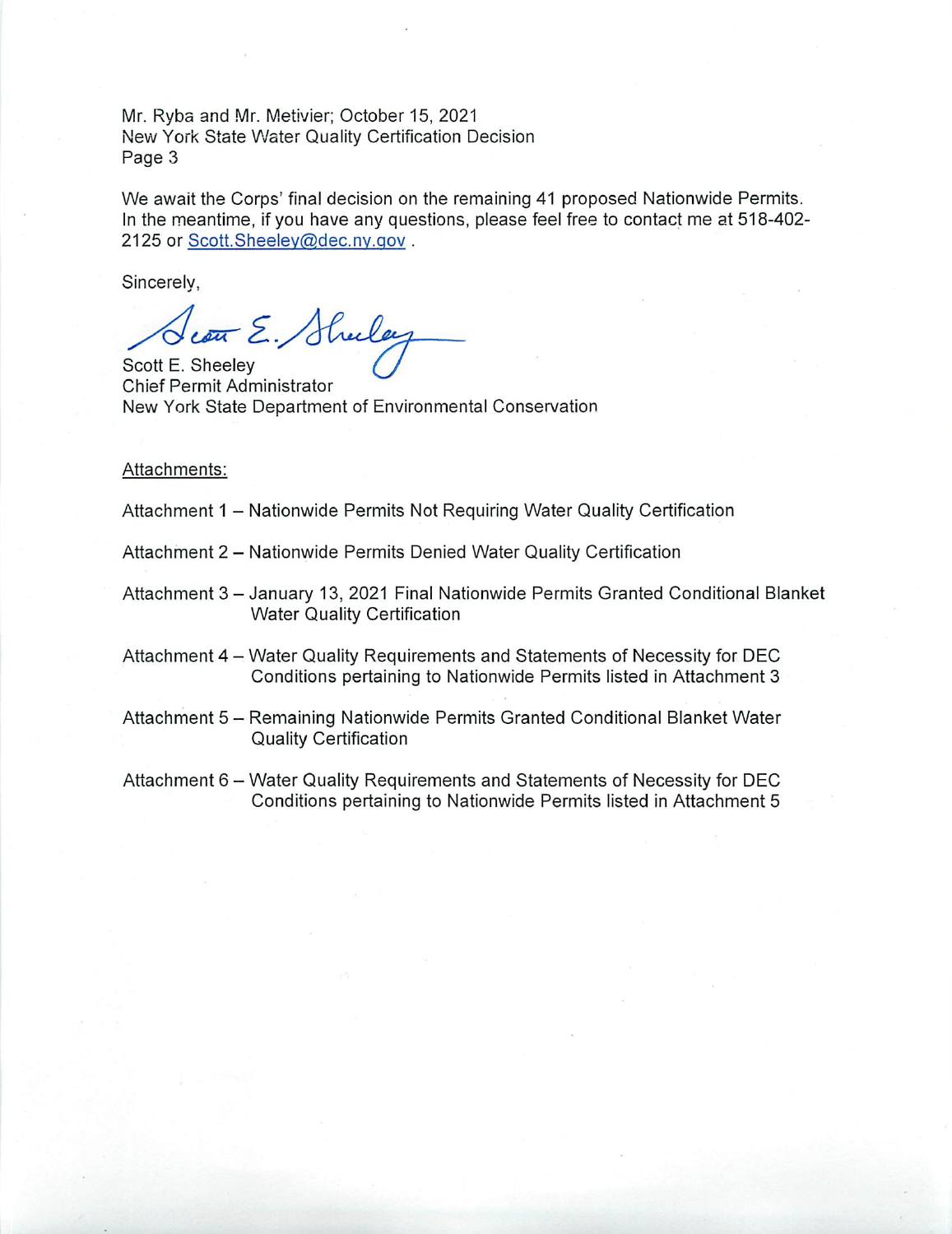We await the Corps' final decision on the remaining 41 proposed Nationwide Permits. In the meantime, if you have any questions, please feel free to contact me at 518-402-2125 or Scott.Sheeley@dec.ny.gov .

Sincerely,

Scott E. Sheeley
Chief Permit Administrator
New York State Department of Environmental Conservation

Attachments:

Attachment 1 – Nationwide Permits Not Requiring Water Quality Certification

Attachment 2 – Nationwide Permits Denied Water Quality Certification

Attachment 3 – January 13, 2021 Final Nationwide Permits Granted Conditional Blanket Water Quality Certification

Attachment 4 – Water Quality Requirements and Statements of Necessity for DEC Conditions pertaining to Nationwide Permits listed in Attachment 3

Attachment 5 – Remaining Nationwide Permits Granted Conditional Blanket Water Quality Certification

Attachment 6 – Water Quality Requirements and Statements of Necessity for DEC Conditions pertaining to Nationwide Permits listed in Attachment 5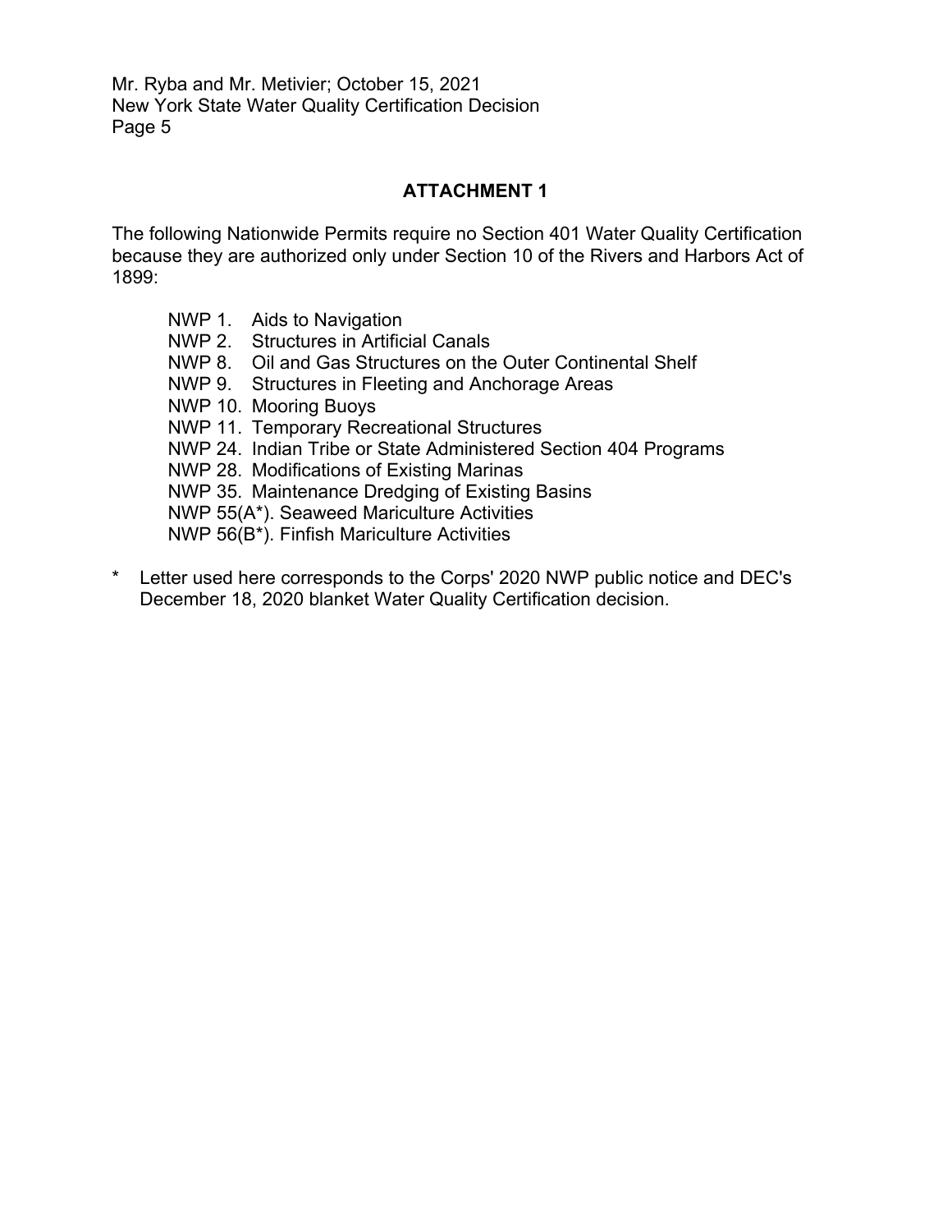## ATTACHMENT 1

The following Nationwide Permits require no Section 401 Water Quality Certification because they are authorized only under Section 10 of the Rivers and Harbors Act of 1899:

- NWP 1. Aids to Navigation
- NWP 2. Structures in Artificial Canals
- NWP 8. Oil and Gas Structures on the Outer Continental Shelf
- NWP 9. Structures in Fleeting and Anchorage Areas
- NWP 10. Mooring Buoys
- NWP 11. Temporary Recreational Structures
- NWP 24. Indian Tribe or State Administered Section 404 Programs
- NWP 28. Modifications of Existing Marinas
- NWP 35. Maintenance Dredging of Existing Basins
- NWP 55(A*). Seaweed Mariculture Activities
- NWP 56(B*). Finfish Mariculture Activities

\* Letter used here corresponds to the Corps' 2020 NWP public notice and DEC's December 18, 2020 blanket Water Quality Certification decision.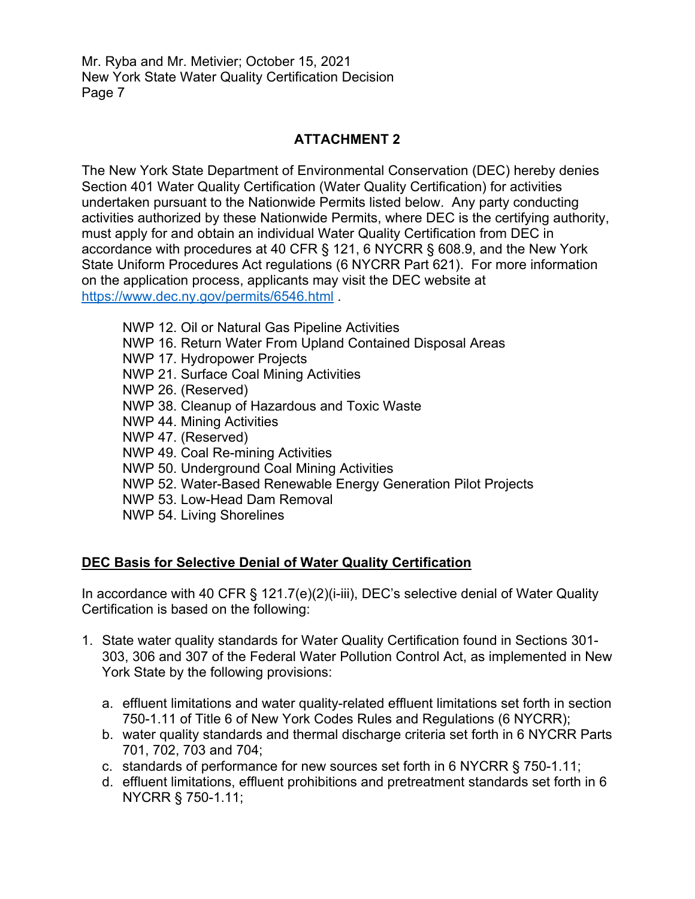## ATTACHMENT 2

The New York State Department of Environmental Conservation (DEC) hereby denies Section 401 Water Quality Certification (Water Quality Certification) for activities undertaken pursuant to the Nationwide Permits listed below. Any party conducting activities authorized by these Nationwide Permits, where DEC is the certifying authority, must apply for and obtain an individual Water Quality Certification from DEC in accordance with procedures at 40 CFR § 121, 6 NYCRR § 608.9, and the New York State Uniform Procedures Act regulations (6 NYCRR Part 621). For more information on the application process, applicants may visit the DEC website at https://www.dec.ny.gov/permits/6546.html .

- NWP 12. Oil or Natural Gas Pipeline Activities
- NWP 16. Return Water From Upland Contained Disposal Areas
- NWP 17. Hydropower Projects
- NWP 21. Surface Coal Mining Activities
- NWP 26. (Reserved)
- NWP 38. Cleanup of Hazardous and Toxic Waste
- NWP 44. Mining Activities
- NWP 47. (Reserved)
- NWP 49. Coal Re-mining Activities
- NWP 50. Underground Coal Mining Activities
- NWP 52. Water-Based Renewable Energy Generation Pilot Projects
- NWP 53. Low-Head Dam Removal
- NWP 54. Living Shorelines

**DEC Basis for Selective Denial of Water Quality Certification**

In accordance with 40 CFR § 121.7(e)(2)(i-iii), DEC's selective denial of Water Quality Certification is based on the following:

1. State water quality standards for Water Quality Certification found in Sections 301-303, 306 and 307 of the Federal Water Pollution Control Act, as implemented in New York State by the following provisions:

   a. effluent limitations and water quality-related effluent limitations set forth in section 750-1.11 of Title 6 of New York Codes Rules and Regulations (6 NYCRR);
   b. water quality standards and thermal discharge criteria set forth in 6 NYCRR Parts 701, 702, 703 and 704;
   c. standards of performance for new sources set forth in 6 NYCRR § 750-1.11;
   d. effluent limitations, effluent prohibitions and pretreatment standards set forth in 6 NYCRR § 750-1.11;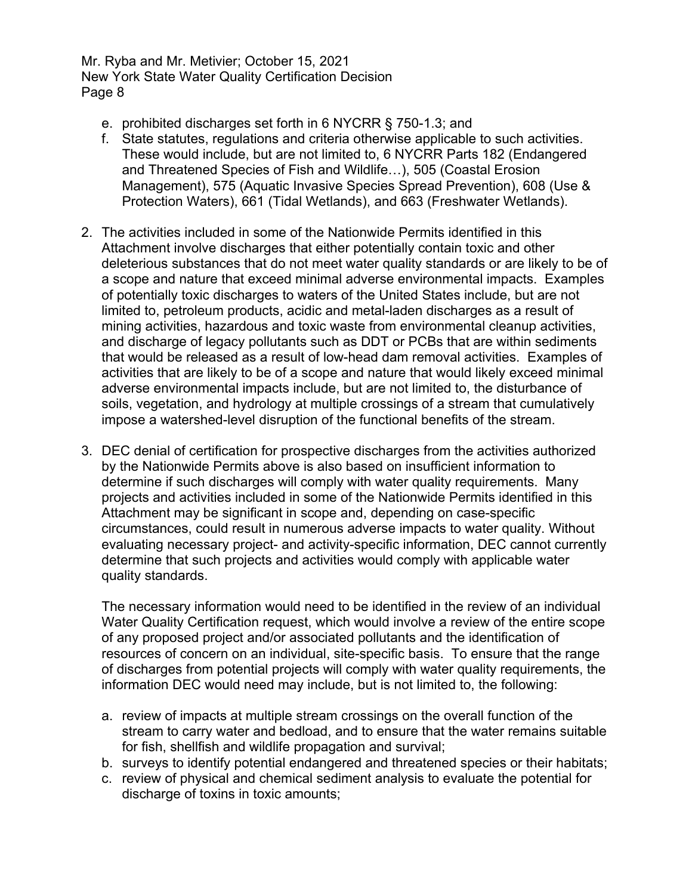e. prohibited discharges set forth in 6 NYCRR § 750-1.3; and
   f. State statutes, regulations and criteria otherwise applicable to such activities. These would include, but are not limited to, 6 NYCRR Parts 182 (Endangered and Threatened Species of Fish and Wildlife…), 505 (Coastal Erosion Management), 575 (Aquatic Invasive Species Spread Prevention), 608 (Use & Protection Waters), 661 (Tidal Wetlands), and 663 (Freshwater Wetlands).

2. The activities included in some of the Nationwide Permits identified in this Attachment involve discharges that either potentially contain toxic and other deleterious substances that do not meet water quality standards or are likely to be of a scope and nature that exceed minimal adverse environmental impacts. Examples of potentially toxic discharges to waters of the United States include, but are not limited to, petroleum products, acidic and metal-laden discharges as a result of mining activities, hazardous and toxic waste from environmental cleanup activities, and discharge of legacy pollutants such as DDT or PCBs that are within sediments that would be released as a result of low-head dam removal activities. Examples of activities that are likely to be of a scope and nature that would likely exceed minimal adverse environmental impacts include, but are not limited to, the disturbance of soils, vegetation, and hydrology at multiple crossings of a stream that cumulatively impose a watershed-level disruption of the functional benefits of the stream.

3. DEC denial of certification for prospective discharges from the activities authorized by the Nationwide Permits above is also based on insufficient information to determine if such discharges will comply with water quality requirements. Many projects and activities included in some of the Nationwide Permits identified in this Attachment may be significant in scope and, depending on case-specific circumstances, could result in numerous adverse impacts to water quality. Without evaluating necessary project- and activity-specific information, DEC cannot currently determine that such projects and activities would comply with applicable water quality standards.

   The necessary information would need to be identified in the review of an individual Water Quality Certification request, which would involve a review of the entire scope of any proposed project and/or associated pollutants and the identification of resources of concern on an individual, site-specific basis. To ensure that the range of discharges from potential projects will comply with water quality requirements, the information DEC would need may include, but is not limited to, the following:

   a. review of impacts at multiple stream crossings on the overall function of the stream to carry water and bedload, and to ensure that the water remains suitable for fish, shellfish and wildlife propagation and survival;
   b. surveys to identify potential endangered and threatened species or their habitats;
   c. review of physical and chemical sediment analysis to evaluate the potential for discharge of toxins in toxic amounts;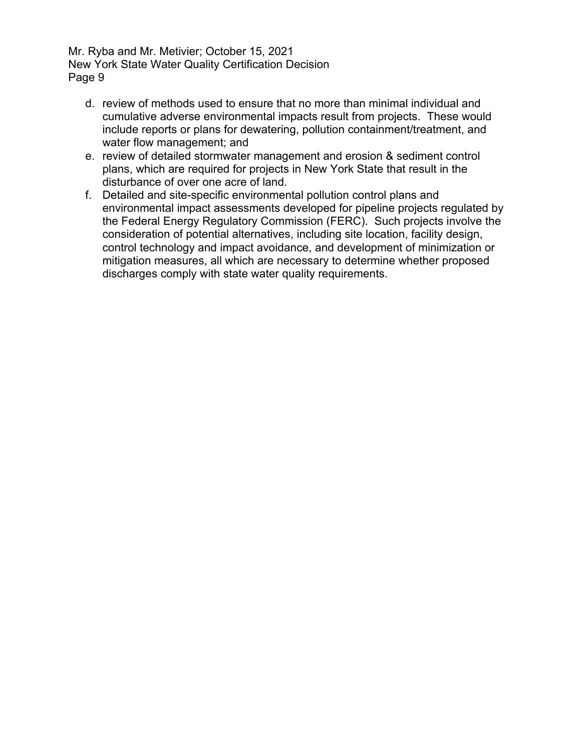d. review of methods used to ensure that no more than minimal individual and cumulative adverse environmental impacts result from projects. These would include reports or plans for dewatering, pollution containment/treatment, and water flow management; and
e. review of detailed stormwater management and erosion & sediment control plans, which are required for projects in New York State that result in the disturbance of over one acre of land.
f. Detailed and site-specific environmental pollution control plans and environmental impact assessments developed for pipeline projects regulated by the Federal Energy Regulatory Commission (FERC). Such projects involve the consideration of potential alternatives, including site location, facility design, control technology and impact avoidance, and development of minimization or mitigation measures, all which are necessary to determine whether proposed discharges comply with state water quality requirements.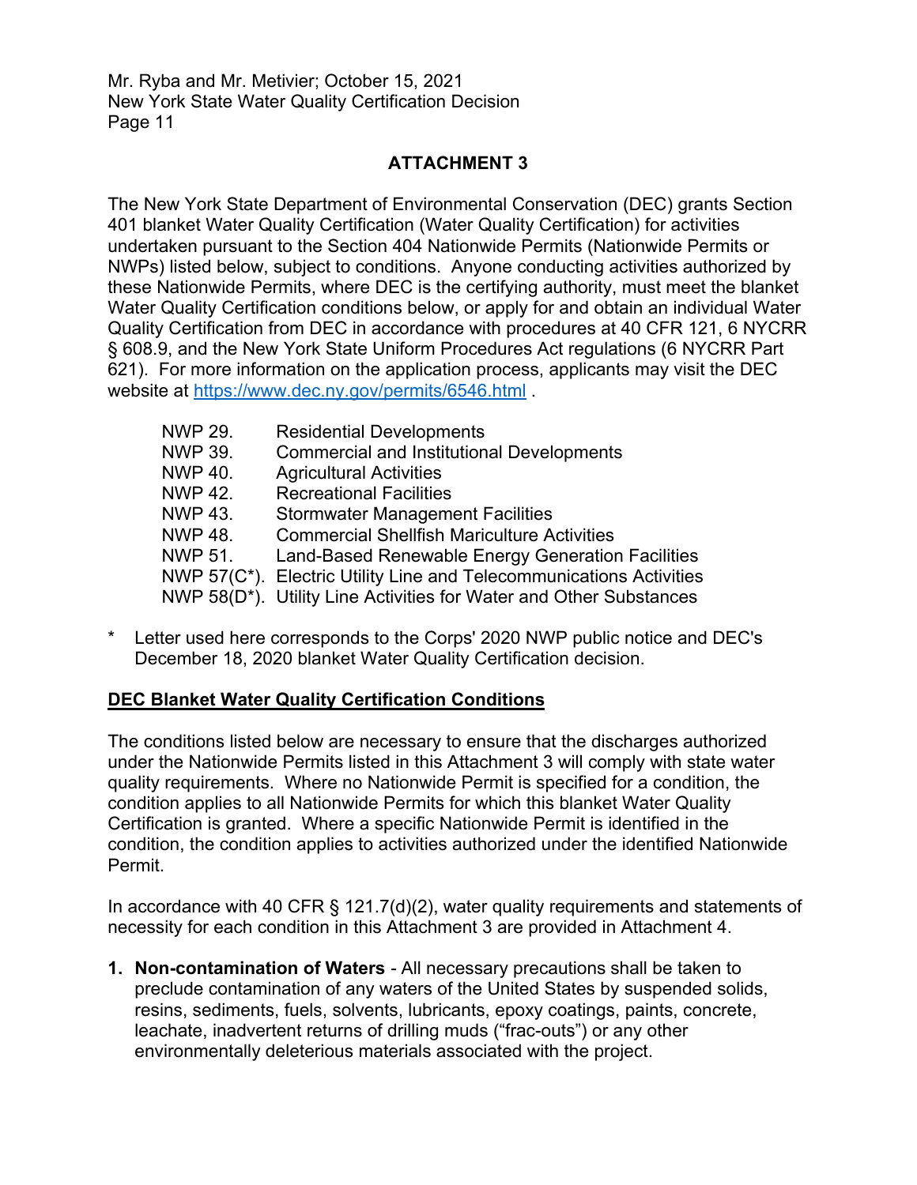## ATTACHMENT 3

The New York State Department of Environmental Conservation (DEC) grants Section 401 blanket Water Quality Certification (Water Quality Certification) for activities undertaken pursuant to the Section 404 Nationwide Permits (Nationwide Permits or NWPs) listed below, subject to conditions. Anyone conducting activities authorized by these Nationwide Permits, where DEC is the certifying authority, must meet the blanket Water Quality Certification conditions below, or apply for and obtain an individual Water Quality Certification from DEC in accordance with procedures at 40 CFR 121, 6 NYCRR § 608.9, and the New York State Uniform Procedures Act regulations (6 NYCRR Part 621). For more information on the application process, applicants may visit the DEC website at https://www.dec.ny.gov/permits/6546.html .

- NWP 29. Residential Developments
- NWP 39. Commercial and Institutional Developments
- NWP 40. Agricultural Activities
- NWP 42. Recreational Facilities
- NWP 43. Stormwater Management Facilities
- NWP 48. Commercial Shellfish Mariculture Activities
- NWP 51. Land-Based Renewable Energy Generation Facilities
- NWP 57(C*). Electric Utility Line and Telecommunications Activities
- NWP 58(D*). Utility Line Activities for Water and Other Substances

\* Letter used here corresponds to the Corps' 2020 NWP public notice and DEC's December 18, 2020 blanket Water Quality Certification decision.

### DEC Blanket Water Quality Certification Conditions

The conditions listed below are necessary to ensure that the discharges authorized under the Nationwide Permits listed in this Attachment 3 will comply with state water quality requirements. Where no Nationwide Permit is specified for a condition, the condition applies to all Nationwide Permits for which this blanket Water Quality Certification is granted. Where a specific Nationwide Permit is identified in the condition, the condition applies to activities authorized under the identified Nationwide Permit.

In accordance with 40 CFR § 121.7(d)(2), water quality requirements and statements of necessity for each condition in this Attachment 3 are provided in Attachment 4.

1. **Non-contamination of Waters** - All necessary precautions shall be taken to preclude contamination of any waters of the United States by suspended solids, resins, sediments, fuels, solvents, lubricants, epoxy coatings, paints, concrete, leachate, inadvertent returns of drilling muds ("frac-outs") or any other environmentally deleterious materials associated with the project.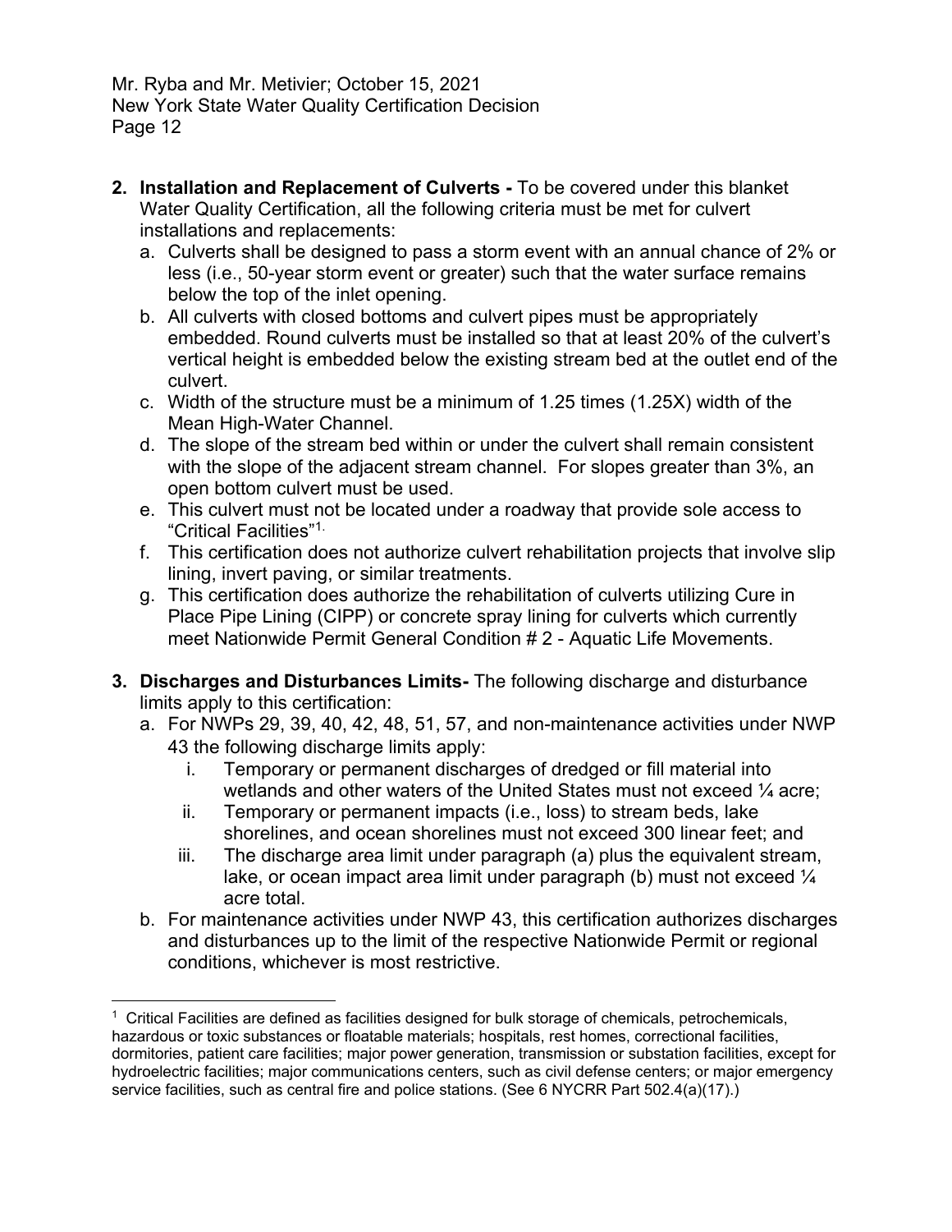2. **Installation and Replacement of Culverts -** To be covered under this blanket Water Quality Certification, all the following criteria must be met for culvert installations and replacements:
   a. Culverts shall be designed to pass a storm event with an annual chance of 2% or less (i.e., 50-year storm event or greater) such that the water surface remains below the top of the inlet opening.
   b. All culverts with closed bottoms and culvert pipes must be appropriately embedded. Round culverts must be installed so that at least 20% of the culvert's vertical height is embedded below the existing stream bed at the outlet end of the culvert.
   c. Width of the structure must be a minimum of 1.25 times (1.25X) width of the Mean High-Water Channel.
   d. The slope of the stream bed within or under the culvert shall remain consistent with the slope of the adjacent stream channel. For slopes greater than 3%, an open bottom culvert must be used.
   e. This culvert must not be located under a roadway that provide sole access to "Critical Facilities"[1].
   f. This certification does not authorize culvert rehabilitation projects that involve slip lining, invert paving, or similar treatments.
   g. This certification does authorize the rehabilitation of culverts utilizing Cure in Place Pipe Lining (CIPP) or concrete spray lining for culverts which currently meet Nationwide Permit General Condition # 2 - Aquatic Life Movements.

3. **Discharges and Disturbances Limits-** The following discharge and disturbance limits apply to this certification:
   a. For NWPs 29, 39, 40, 42, 48, 51, 57, and non-maintenance activities under NWP 43 the following discharge limits apply:
      i. Temporary or permanent discharges of dredged or fill material into wetlands and other waters of the United States must not exceed ¼ acre;
      ii. Temporary or permanent impacts (i.e., loss) to stream beds, lake shorelines, and ocean shorelines must not exceed 300 linear feet; and
      iii. The discharge area limit under paragraph (a) plus the equivalent stream, lake, or ocean impact area limit under paragraph (b) must not exceed ¼ acre total.
   b. For maintenance activities under NWP 43, this certification authorizes discharges and disturbances up to the limit of the respective Nationwide Permit or regional conditions, whichever is most restrictive.

---

[1] Critical Facilities are defined as facilities designed for bulk storage of chemicals, petrochemicals, hazardous or toxic substances or floatable materials; hospitals, rest homes, correctional facilities, dormitories, patient care facilities; major power generation, transmission or substation facilities, except for hydroelectric facilities; major communications centers, such as civil defense centers; or major emergency service facilities, such as central fire and police stations. (See 6 NYCRR Part 502.4(a)(17).)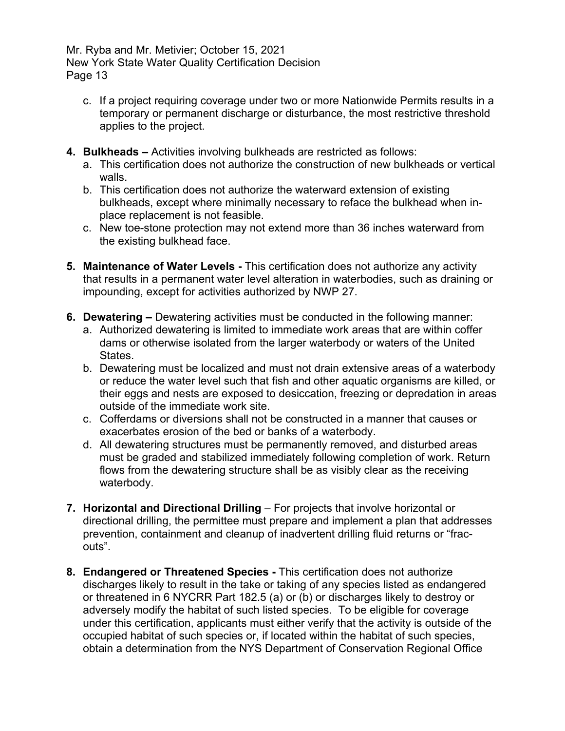c. If a project requiring coverage under two or more Nationwide Permits results in a temporary or permanent discharge or disturbance, the most restrictive threshold applies to the project.

4. **Bulkheads –** Activities involving bulkheads are restricted as follows:
   a. This certification does not authorize the construction of new bulkheads or vertical walls.
   b. This certification does not authorize the waterward extension of existing bulkheads, except where minimally necessary to reface the bulkhead when in-place replacement is not feasible.
   c. New toe-stone protection may not extend more than 36 inches waterward from the existing bulkhead face.

5. **Maintenance of Water Levels -** This certification does not authorize any activity that results in a permanent water level alteration in waterbodies, such as draining or impounding, except for activities authorized by NWP 27.

6. **Dewatering –** Dewatering activities must be conducted in the following manner:
   a. Authorized dewatering is limited to immediate work areas that are within coffer dams or otherwise isolated from the larger waterbody or waters of the United States.
   b. Dewatering must be localized and must not drain extensive areas of a waterbody or reduce the water level such that fish and other aquatic organisms are killed, or their eggs and nests are exposed to desiccation, freezing or depredation in areas outside of the immediate work site.
   c. Cofferdams or diversions shall not be constructed in a manner that causes or exacerbates erosion of the bed or banks of a waterbody.
   d. All dewatering structures must be permanently removed, and disturbed areas must be graded and stabilized immediately following completion of work. Return flows from the dewatering structure shall be as visibly clear as the receiving waterbody.

7. **Horizontal and Directional Drilling** – For projects that involve horizontal or directional drilling, the permittee must prepare and implement a plan that addresses prevention, containment and cleanup of inadvertent drilling fluid returns or "frac-outs".

8. **Endangered or Threatened Species -** This certification does not authorize discharges likely to result in the take or taking of any species listed as endangered or threatened in 6 NYCRR Part 182.5 (a) or (b) or discharges likely to destroy or adversely modify the habitat of such listed species. To be eligible for coverage under this certification, applicants must either verify that the activity is outside of the occupied habitat of such species or, if located within the habitat of such species, obtain a determination from the NYS Department of Conservation Regional Office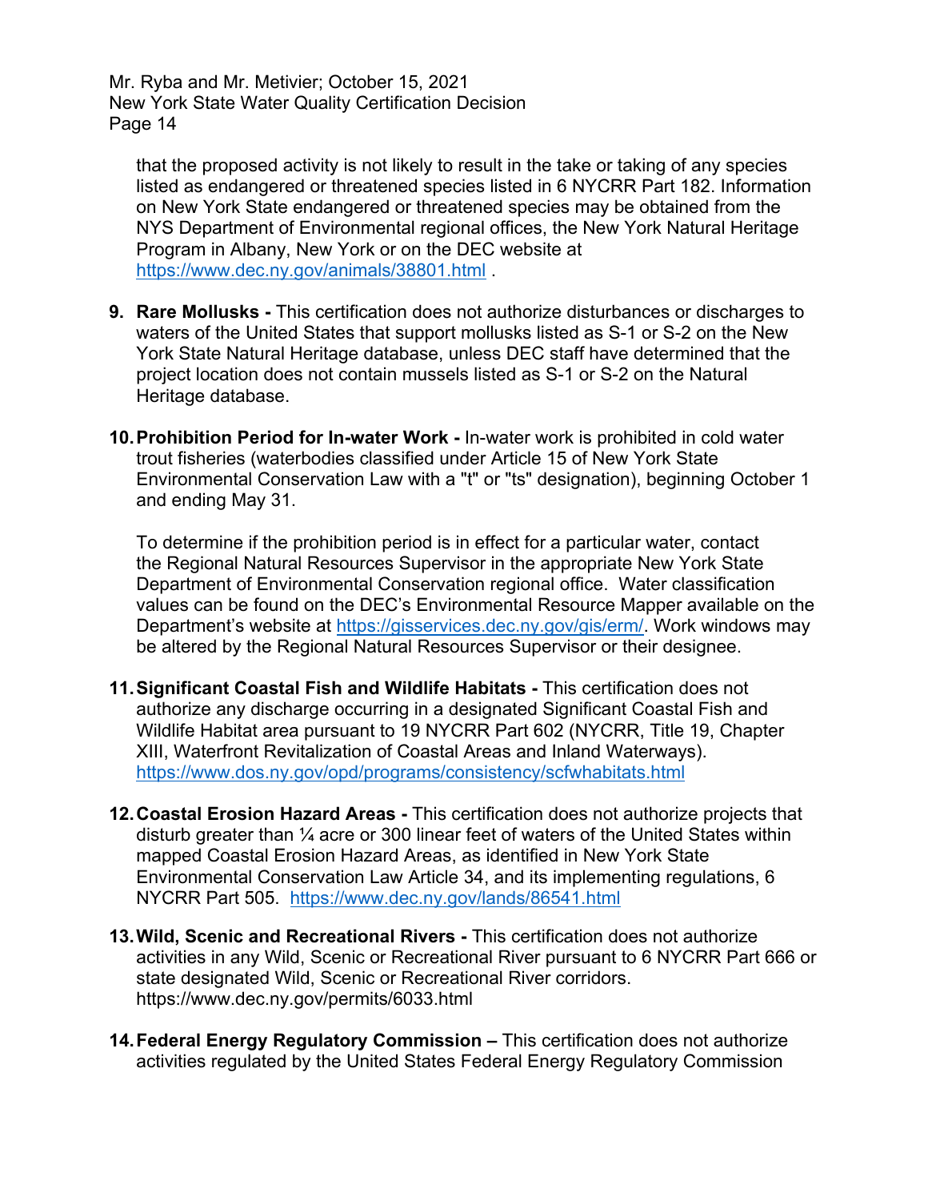that the proposed activity is not likely to result in the take or taking of any species listed as endangered or threatened species listed in 6 NYCRR Part 182. Information on New York State endangered or threatened species may be obtained from the NYS Department of Environmental regional offices, the New York Natural Heritage Program in Albany, New York or on the DEC website at https://www.dec.ny.gov/animals/38801.html .

9. **Rare Mollusks -** This certification does not authorize disturbances or discharges to waters of the United States that support mollusks listed as S-1 or S-2 on the New York State Natural Heritage database, unless DEC staff have determined that the project location does not contain mussels listed as S-1 or S-2 on the Natural Heritage database.

10. **Prohibition Period for In-water Work -** In-water work is prohibited in cold water trout fisheries (waterbodies classified under Article 15 of New York State Environmental Conservation Law with a "t" or "ts" designation), beginning October 1 and ending May 31.

    To determine if the prohibition period is in effect for a particular water, contact the Regional Natural Resources Supervisor in the appropriate New York State Department of Environmental Conservation regional office. Water classification values can be found on the DEC's Environmental Resource Mapper available on the Department's website at https://gisservices.dec.ny.gov/gis/erm/. Work windows may be altered by the Regional Natural Resources Supervisor or their designee.

11. **Significant Coastal Fish and Wildlife Habitats -** This certification does not authorize any discharge occurring in a designated Significant Coastal Fish and Wildlife Habitat area pursuant to 19 NYCRR Part 602 (NYCRR, Title 19, Chapter XIII, Waterfront Revitalization of Coastal Areas and Inland Waterways). https://www.dos.ny.gov/opd/programs/consistency/scfwhabitats.html

12. **Coastal Erosion Hazard Areas -** This certification does not authorize projects that disturb greater than ¼ acre or 300 linear feet of waters of the United States within mapped Coastal Erosion Hazard Areas, as identified in New York State Environmental Conservation Law Article 34, and its implementing regulations, 6 NYCRR Part 505. https://www.dec.ny.gov/lands/86541.html

13. **Wild, Scenic and Recreational Rivers -** This certification does not authorize activities in any Wild, Scenic or Recreational River pursuant to 6 NYCRR Part 666 or state designated Wild, Scenic or Recreational River corridors. https://www.dec.ny.gov/permits/6033.html

14. **Federal Energy Regulatory Commission –** This certification does not authorize activities regulated by the United States Federal Energy Regulatory Commission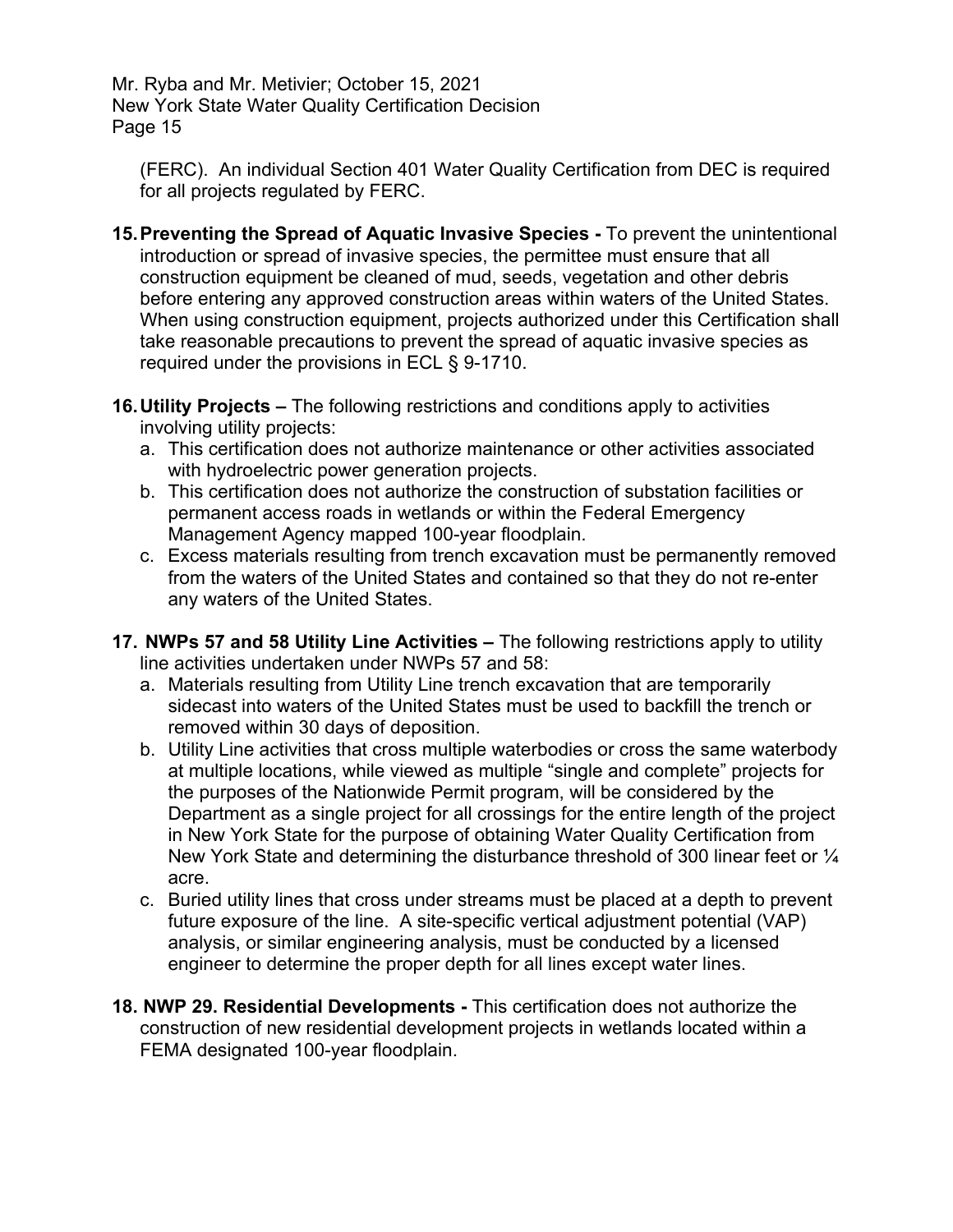(FERC). An individual Section 401 Water Quality Certification from DEC is required for all projects regulated by FERC.

15. **Preventing the Spread of Aquatic Invasive Species -** To prevent the unintentional introduction or spread of invasive species, the permittee must ensure that all construction equipment be cleaned of mud, seeds, vegetation and other debris before entering any approved construction areas within waters of the United States. When using construction equipment, projects authorized under this Certification shall take reasonable precautions to prevent the spread of aquatic invasive species as required under the provisions in ECL § 9-1710.

16. **Utility Projects –** The following restrictions and conditions apply to activities involving utility projects:
    a. This certification does not authorize maintenance or other activities associated with hydroelectric power generation projects.
    b. This certification does not authorize the construction of substation facilities or permanent access roads in wetlands or within the Federal Emergency Management Agency mapped 100-year floodplain.
    c. Excess materials resulting from trench excavation must be permanently removed from the waters of the United States and contained so that they do not re-enter any waters of the United States.

17. **NWPs 57 and 58 Utility Line Activities –** The following restrictions apply to utility line activities undertaken under NWPs 57 and 58:
    a. Materials resulting from Utility Line trench excavation that are temporarily sidecast into waters of the United States must be used to backfill the trench or removed within 30 days of deposition.
    b. Utility Line activities that cross multiple waterbodies or cross the same waterbody at multiple locations, while viewed as multiple "single and complete" projects for the purposes of the Nationwide Permit program, will be considered by the Department as a single project for all crossings for the entire length of the project in New York State for the purpose of obtaining Water Quality Certification from New York State and determining the disturbance threshold of 300 linear feet or ¼ acre.
    c. Buried utility lines that cross under streams must be placed at a depth to prevent future exposure of the line. A site-specific vertical adjustment potential (VAP) analysis, or similar engineering analysis, must be conducted by a licensed engineer to determine the proper depth for all lines except water lines.

18. **NWP 29. Residential Developments -** This certification does not authorize the construction of new residential development projects in wetlands located within a FEMA designated 100-year floodplain.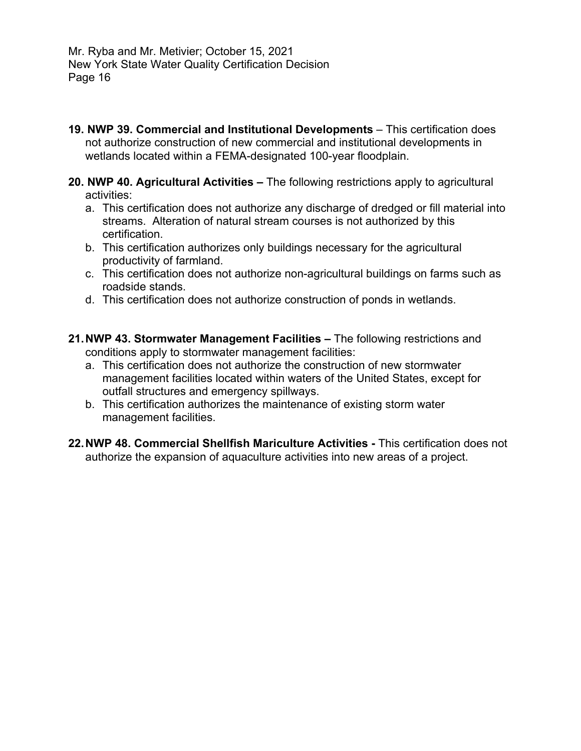19. **NWP 39. Commercial and Institutional Developments** – This certification does not authorize construction of new commercial and institutional developments in wetlands located within a FEMA-designated 100-year floodplain.

20. **NWP 40. Agricultural Activities –** The following restrictions apply to agricultural activities:
    a. This certification does not authorize any discharge of dredged or fill material into streams. Alteration of natural stream courses is not authorized by this certification.
    b. This certification authorizes only buildings necessary for the agricultural productivity of farmland.
    c. This certification does not authorize non-agricultural buildings on farms such as roadside stands.
    d. This certification does not authorize construction of ponds in wetlands.

21. **NWP 43. Stormwater Management Facilities –** The following restrictions and conditions apply to stormwater management facilities:
    a. This certification does not authorize the construction of new stormwater management facilities located within waters of the United States, except for outfall structures and emergency spillways.
    b. This certification authorizes the maintenance of existing storm water management facilities.

22. **NWP 48. Commercial Shellfish Mariculture Activities -** This certification does not authorize the expansion of aquaculture activities into new areas of a project.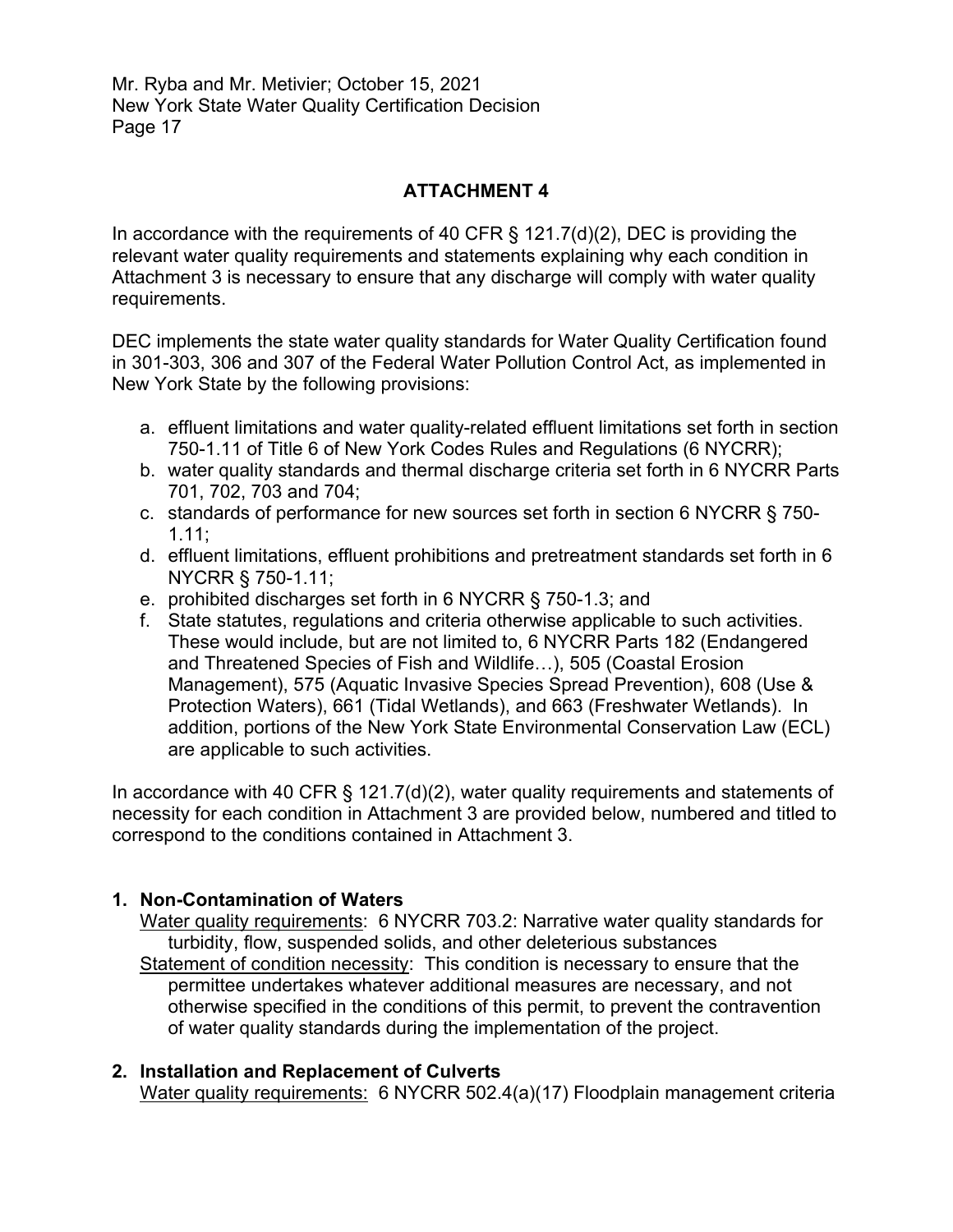## ATTACHMENT 4

In accordance with the requirements of 40 CFR § 121.7(d)(2), DEC is providing the relevant water quality requirements and statements explaining why each condition in Attachment 3 is necessary to ensure that any discharge will comply with water quality requirements.

DEC implements the state water quality standards for Water Quality Certification found in 301-303, 306 and 307 of the Federal Water Pollution Control Act, as implemented in New York State by the following provisions:

a. effluent limitations and water quality-related effluent limitations set forth in section 750-1.11 of Title 6 of New York Codes Rules and Regulations (6 NYCRR);
b. water quality standards and thermal discharge criteria set forth in 6 NYCRR Parts 701, 702, 703 and 704;
c. standards of performance for new sources set forth in section 6 NYCRR § 750-1.11;
d. effluent limitations, effluent prohibitions and pretreatment standards set forth in 6 NYCRR § 750-1.11;
e. prohibited discharges set forth in 6 NYCRR § 750-1.3; and
f. State statutes, regulations and criteria otherwise applicable to such activities. These would include, but are not limited to, 6 NYCRR Parts 182 (Endangered and Threatened Species of Fish and Wildlife…), 505 (Coastal Erosion Management), 575 (Aquatic Invasive Species Spread Prevention), 608 (Use & Protection Waters), 661 (Tidal Wetlands), and 663 (Freshwater Wetlands). In addition, portions of the New York State Environmental Conservation Law (ECL) are applicable to such activities.

In accordance with 40 CFR § 121.7(d)(2), water quality requirements and statements of necessity for each condition in Attachment 3 are provided below, numbered and titled to correspond to the conditions contained in Attachment 3.

**1. Non-Contamination of Waters**

Water quality requirements: 6 NYCRR 703.2: Narrative water quality standards for turbidity, flow, suspended solids, and other deleterious substances

Statement of condition necessity: This condition is necessary to ensure that the permittee undertakes whatever additional measures are necessary, and not otherwise specified in the conditions of this permit, to prevent the contravention of water quality standards during the implementation of the project.

**2. Installation and Replacement of Culverts**

Water quality requirements: 6 NYCRR 502.4(a)(17) Floodplain management criteria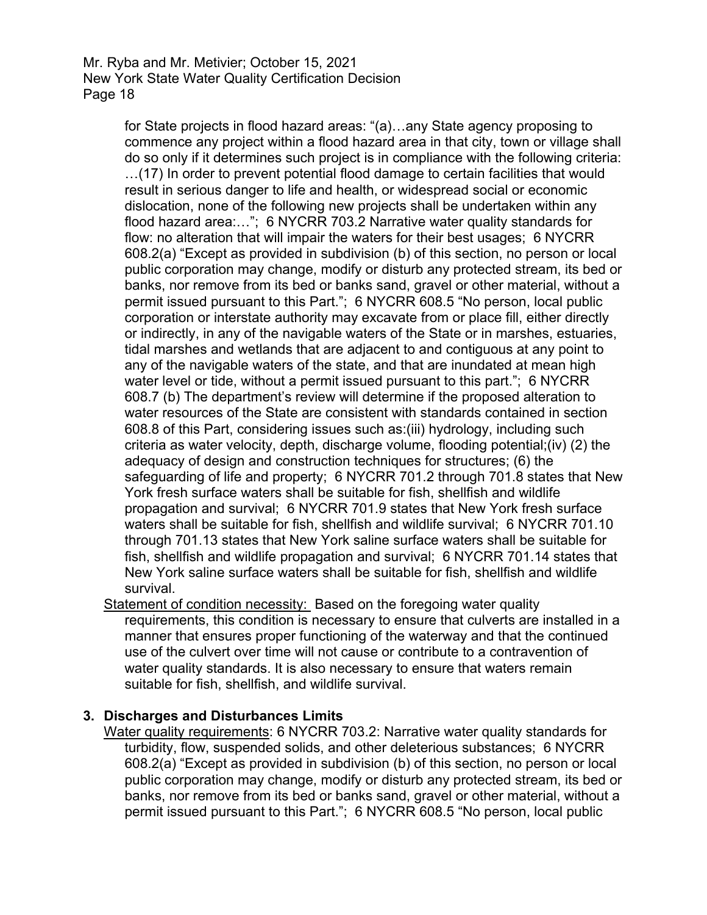for State projects in flood hazard areas: "(a)…any State agency proposing to commence any project within a flood hazard area in that city, town or village shall do so only if it determines such project is in compliance with the following criteria: …(17) In order to prevent potential flood damage to certain facilities that would result in serious danger to life and health, or widespread social or economic dislocation, none of the following new projects shall be undertaken within any flood hazard area:…"; 6 NYCRR 703.2 Narrative water quality standards for flow: no alteration that will impair the waters for their best usages; 6 NYCRR 608.2(a) "Except as provided in subdivision (b) of this section, no person or local public corporation may change, modify or disturb any protected stream, its bed or banks, nor remove from its bed or banks sand, gravel or other material, without a permit issued pursuant to this Part."; 6 NYCRR 608.5 "No person, local public corporation or interstate authority may excavate from or place fill, either directly or indirectly, in any of the navigable waters of the State or in marshes, estuaries, tidal marshes and wetlands that are adjacent to and contiguous at any point to any of the navigable waters of the state, and that are inundated at mean high water level or tide, without a permit issued pursuant to this part."; 6 NYCRR 608.7 (b) The department's review will determine if the proposed alteration to water resources of the State are consistent with standards contained in section 608.8 of this Part, considering issues such as:(iii) hydrology, including such criteria as water velocity, depth, discharge volume, flooding potential;(iv) (2) the adequacy of design and construction techniques for structures; (6) the safeguarding of life and property; 6 NYCRR 701.2 through 701.8 states that New York fresh surface waters shall be suitable for fish, shellfish and wildlife propagation and survival; 6 NYCRR 701.9 states that New York fresh surface waters shall be suitable for fish, shellfish and wildlife survival; 6 NYCRR 701.10 through 701.13 states that New York saline surface waters shall be suitable for fish, shellfish and wildlife propagation and survival; 6 NYCRR 701.14 states that New York saline surface waters shall be suitable for fish, shellfish and wildlife survival.

Statement of condition necessity: Based on the foregoing water quality requirements, this condition is necessary to ensure that culverts are installed in a manner that ensures proper functioning of the waterway and that the continued use of the culvert over time will not cause or contribute to a contravention of water quality standards. It is also necessary to ensure that waters remain suitable for fish, shellfish, and wildlife survival.

**3. Discharges and Disturbances Limits**

Water quality requirements: 6 NYCRR 703.2: Narrative water quality standards for turbidity, flow, suspended solids, and other deleterious substances; 6 NYCRR 608.2(a) "Except as provided in subdivision (b) of this section, no person or local public corporation may change, modify or disturb any protected stream, its bed or banks, nor remove from its bed or banks sand, gravel or other material, without a permit issued pursuant to this Part."; 6 NYCRR 608.5 "No person, local public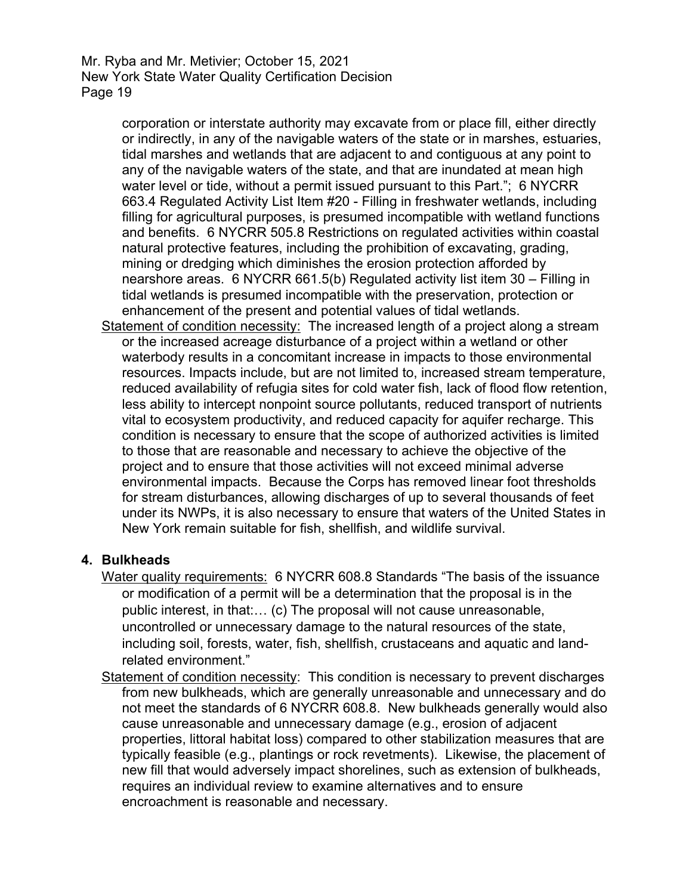corporation or interstate authority may excavate from or place fill, either directly or indirectly, in any of the navigable waters of the state or in marshes, estuaries, tidal marshes and wetlands that are adjacent to and contiguous at any point to any of the navigable waters of the state, and that are inundated at mean high water level or tide, without a permit issued pursuant to this Part."; 6 NYCRR 663.4 Regulated Activity List Item #20 - Filling in freshwater wetlands, including filling for agricultural purposes, is presumed incompatible with wetland functions and benefits. 6 NYCRR 505.8 Restrictions on regulated activities within coastal natural protective features, including the prohibition of excavating, grading, mining or dredging which diminishes the erosion protection afforded by nearshore areas. 6 NYCRR 661.5(b) Regulated activity list item 30 – Filling in tidal wetlands is presumed incompatible with the preservation, protection or enhancement of the present and potential values of tidal wetlands.

Statement of condition necessity: The increased length of a project along a stream or the increased acreage disturbance of a project within a wetland or other waterbody results in a concomitant increase in impacts to those environmental resources. Impacts include, but are not limited to, increased stream temperature, reduced availability of refugia sites for cold water fish, lack of flood flow retention, less ability to intercept nonpoint source pollutants, reduced transport of nutrients vital to ecosystem productivity, and reduced capacity for aquifer recharge. This condition is necessary to ensure that the scope of authorized activities is limited to those that are reasonable and necessary to achieve the objective of the project and to ensure that those activities will not exceed minimal adverse environmental impacts. Because the Corps has removed linear foot thresholds for stream disturbances, allowing discharges of up to several thousands of feet under its NWPs, it is also necessary to ensure that waters of the United States in New York remain suitable for fish, shellfish, and wildlife survival.

**4. Bulkheads**

Water quality requirements: 6 NYCRR 608.8 Standards "The basis of the issuance or modification of a permit will be a determination that the proposal is in the public interest, in that:… (c) The proposal will not cause unreasonable, uncontrolled or unnecessary damage to the natural resources of the state, including soil, forests, water, fish, shellfish, crustaceans and aquatic and land-related environment."

Statement of condition necessity: This condition is necessary to prevent discharges from new bulkheads, which are generally unreasonable and unnecessary and do not meet the standards of 6 NYCRR 608.8. New bulkheads generally would also cause unreasonable and unnecessary damage (e.g., erosion of adjacent properties, littoral habitat loss) compared to other stabilization measures that are typically feasible (e.g., plantings or rock revetments). Likewise, the placement of new fill that would adversely impact shorelines, such as extension of bulkheads, requires an individual review to examine alternatives and to ensure encroachment is reasonable and necessary.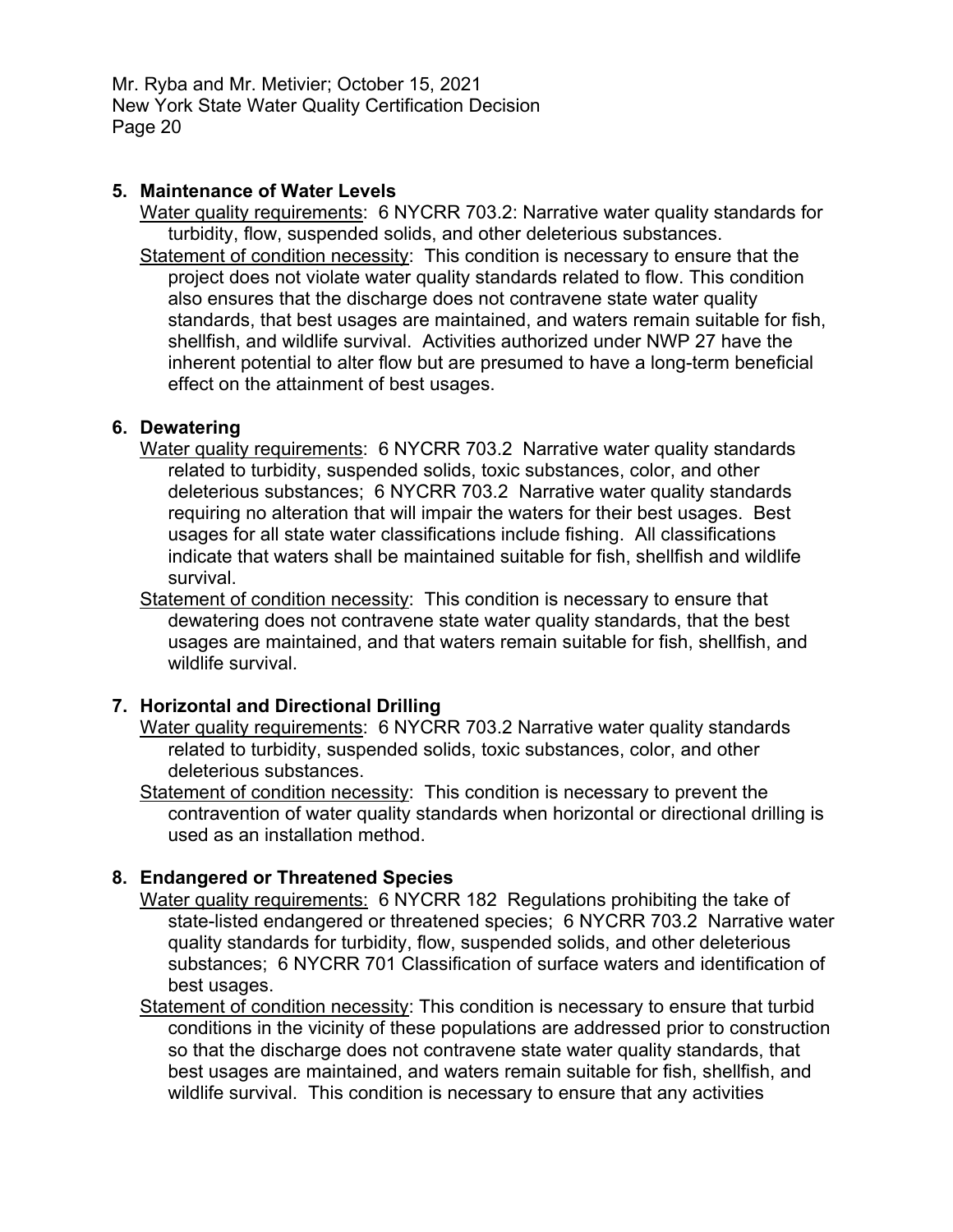**5. Maintenance of Water Levels**

Water quality requirements: 6 NYCRR 703.2: Narrative water quality standards for turbidity, flow, suspended solids, and other deleterious substances.

Statement of condition necessity: This condition is necessary to ensure that the project does not violate water quality standards related to flow. This condition also ensures that the discharge does not contravene state water quality standards, that best usages are maintained, and waters remain suitable for fish, shellfish, and wildlife survival. Activities authorized under NWP 27 have the inherent potential to alter flow but are presumed to have a long-term beneficial effect on the attainment of best usages.

**6. Dewatering**

Water quality requirements: 6 NYCRR 703.2 Narrative water quality standards related to turbidity, suspended solids, toxic substances, color, and other deleterious substances; 6 NYCRR 703.2 Narrative water quality standards requiring no alteration that will impair the waters for their best usages. Best usages for all state water classifications include fishing. All classifications indicate that waters shall be maintained suitable for fish, shellfish and wildlife survival.

Statement of condition necessity: This condition is necessary to ensure that dewatering does not contravene state water quality standards, that the best usages are maintained, and that waters remain suitable for fish, shellfish, and wildlife survival.

**7. Horizontal and Directional Drilling**

Water quality requirements: 6 NYCRR 703.2 Narrative water quality standards related to turbidity, suspended solids, toxic substances, color, and other deleterious substances.

Statement of condition necessity: This condition is necessary to prevent the contravention of water quality standards when horizontal or directional drilling is used as an installation method.

**8. Endangered or Threatened Species**

Water quality requirements: 6 NYCRR 182 Regulations prohibiting the take of state-listed endangered or threatened species; 6 NYCRR 703.2 Narrative water quality standards for turbidity, flow, suspended solids, and other deleterious substances; 6 NYCRR 701 Classification of surface waters and identification of best usages.

Statement of condition necessity: This condition is necessary to ensure that turbid conditions in the vicinity of these populations are addressed prior to construction so that the discharge does not contravene state water quality standards, that best usages are maintained, and waters remain suitable for fish, shellfish, and wildlife survival. This condition is necessary to ensure that any activities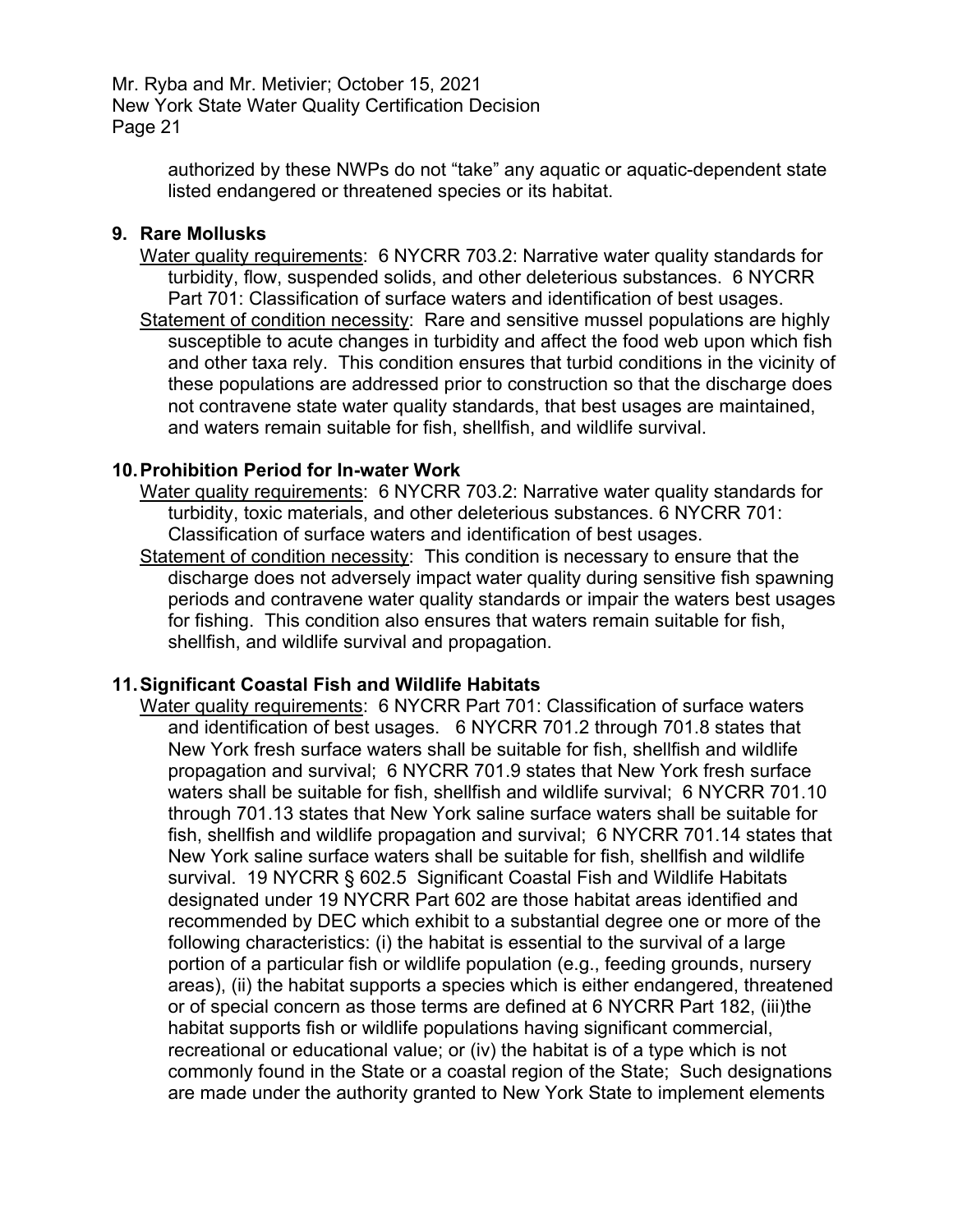authorized by these NWPs do not "take" any aquatic or aquatic-dependent state listed endangered or threatened species or its habitat.

**9. Rare Mollusks**

Water quality requirements: 6 NYCRR 703.2: Narrative water quality standards for turbidity, flow, suspended solids, and other deleterious substances. 6 NYCRR Part 701: Classification of surface waters and identification of best usages.

Statement of condition necessity: Rare and sensitive mussel populations are highly susceptible to acute changes in turbidity and affect the food web upon which fish and other taxa rely. This condition ensures that turbid conditions in the vicinity of these populations are addressed prior to construction so that the discharge does not contravene state water quality standards, that best usages are maintained, and waters remain suitable for fish, shellfish, and wildlife survival.

**10. Prohibition Period for In-water Work**

Water quality requirements: 6 NYCRR 703.2: Narrative water quality standards for turbidity, toxic materials, and other deleterious substances. 6 NYCRR 701: Classification of surface waters and identification of best usages.

Statement of condition necessity: This condition is necessary to ensure that the discharge does not adversely impact water quality during sensitive fish spawning periods and contravene water quality standards or impair the waters best usages for fishing. This condition also ensures that waters remain suitable for fish, shellfish, and wildlife survival and propagation.

**11. Significant Coastal Fish and Wildlife Habitats**

Water quality requirements: 6 NYCRR Part 701: Classification of surface waters and identification of best usages. 6 NYCRR 701.2 through 701.8 states that New York fresh surface waters shall be suitable for fish, shellfish and wildlife propagation and survival; 6 NYCRR 701.9 states that New York fresh surface waters shall be suitable for fish, shellfish and wildlife survival; 6 NYCRR 701.10 through 701.13 states that New York saline surface waters shall be suitable for fish, shellfish and wildlife propagation and survival; 6 NYCRR 701.14 states that New York saline surface waters shall be suitable for fish, shellfish and wildlife survival. 19 NYCRR § 602.5 Significant Coastal Fish and Wildlife Habitats designated under 19 NYCRR Part 602 are those habitat areas identified and recommended by DEC which exhibit to a substantial degree one or more of the following characteristics: (i) the habitat is essential to the survival of a large portion of a particular fish or wildlife population (e.g., feeding grounds, nursery areas), (ii) the habitat supports a species which is either endangered, threatened or of special concern as those terms are defined at 6 NYCRR Part 182, (iii)the habitat supports fish or wildlife populations having significant commercial, recreational or educational value; or (iv) the habitat is of a type which is not commonly found in the State or a coastal region of the State; Such designations are made under the authority granted to New York State to implement elements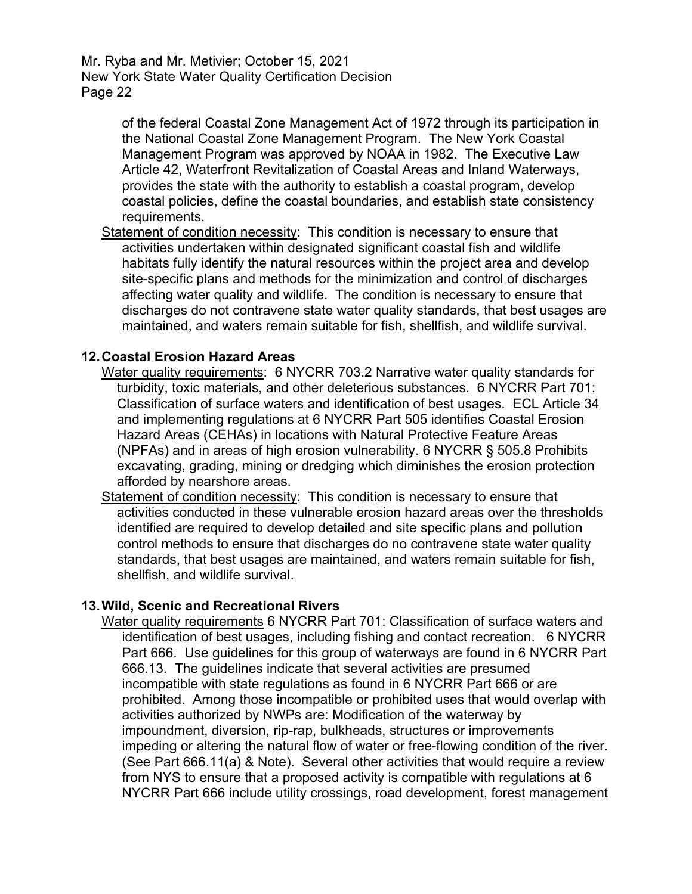of the federal Coastal Zone Management Act of 1972 through its participation in the National Coastal Zone Management Program. The New York Coastal Management Program was approved by NOAA in 1982. The Executive Law Article 42, Waterfront Revitalization of Coastal Areas and Inland Waterways, provides the state with the authority to establish a coastal program, develop coastal policies, define the coastal boundaries, and establish state consistency requirements.

Statement of condition necessity: This condition is necessary to ensure that activities undertaken within designated significant coastal fish and wildlife habitats fully identify the natural resources within the project area and develop site-specific plans and methods for the minimization and control of discharges affecting water quality and wildlife. The condition is necessary to ensure that discharges do not contravene state water quality standards, that best usages are maintained, and waters remain suitable for fish, shellfish, and wildlife survival.

**12. Coastal Erosion Hazard Areas**

Water quality requirements: 6 NYCRR 703.2 Narrative water quality standards for turbidity, toxic materials, and other deleterious substances. 6 NYCRR Part 701: Classification of surface waters and identification of best usages. ECL Article 34 and implementing regulations at 6 NYCRR Part 505 identifies Coastal Erosion Hazard Areas (CEHAs) in locations with Natural Protective Feature Areas (NPFAs) and in areas of high erosion vulnerability. 6 NYCRR § 505.8 Prohibits excavating, grading, mining or dredging which diminishes the erosion protection afforded by nearshore areas.

Statement of condition necessity: This condition is necessary to ensure that activities conducted in these vulnerable erosion hazard areas over the thresholds identified are required to develop detailed and site specific plans and pollution control methods to ensure that discharges do no contravene state water quality standards, that best usages are maintained, and waters remain suitable for fish, shellfish, and wildlife survival.

**13. Wild, Scenic and Recreational Rivers**

Water quality requirements 6 NYCRR Part 701: Classification of surface waters and identification of best usages, including fishing and contact recreation. 6 NYCRR Part 666. Use guidelines for this group of waterways are found in 6 NYCRR Part 666.13. The guidelines indicate that several activities are presumed incompatible with state regulations as found in 6 NYCRR Part 666 or are prohibited. Among those incompatible or prohibited uses that would overlap with activities authorized by NWPs are: Modification of the waterway by impoundment, diversion, rip-rap, bulkheads, structures or improvements impeding or altering the natural flow of water or free-flowing condition of the river. (See Part 666.11(a) & Note). Several other activities that would require a review from NYS to ensure that a proposed activity is compatible with regulations at 6 NYCRR Part 666 include utility crossings, road development, forest management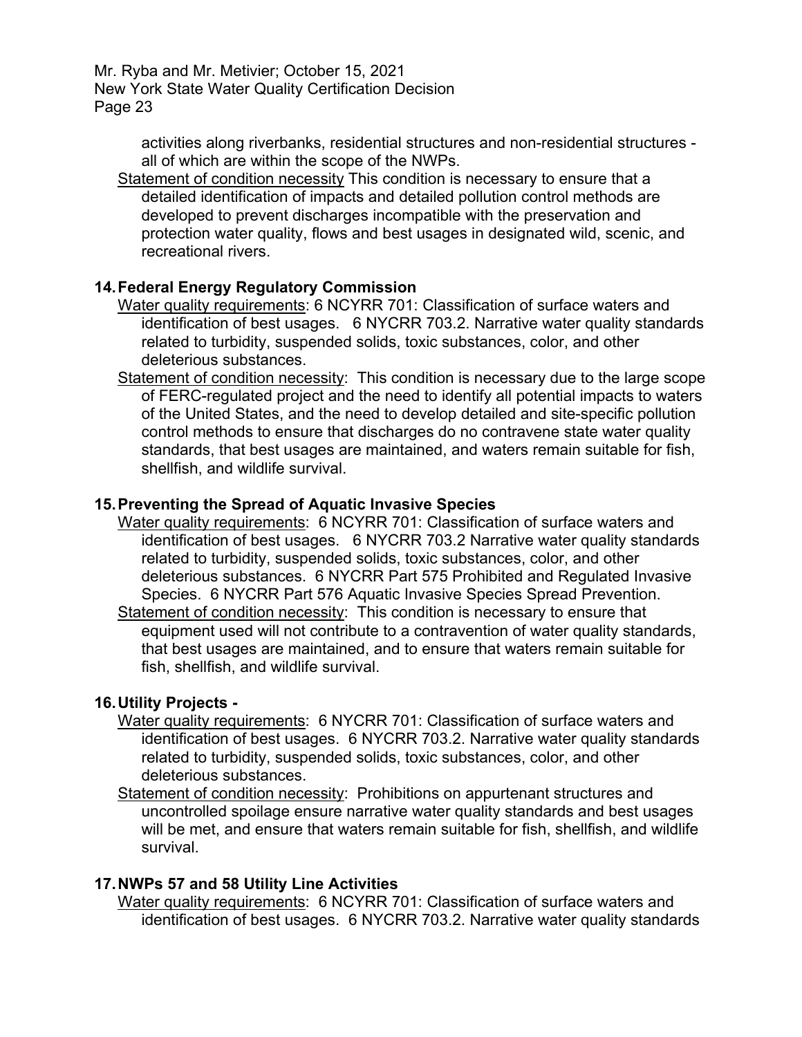activities along riverbanks, residential structures and non-residential structures - all of which are within the scope of the NWPs.

Statement of condition necessity This condition is necessary to ensure that a detailed identification of impacts and detailed pollution control methods are developed to prevent discharges incompatible with the preservation and protection water quality, flows and best usages in designated wild, scenic, and recreational rivers.

**14. Federal Energy Regulatory Commission**

Water quality requirements: 6 NCYRR 701: Classification of surface waters and identification of best usages. 6 NYCRR 703.2. Narrative water quality standards related to turbidity, suspended solids, toxic substances, color, and other deleterious substances.

Statement of condition necessity: This condition is necessary due to the large scope of FERC-regulated project and the need to identify all potential impacts to waters of the United States, and the need to develop detailed and site-specific pollution control methods to ensure that discharges do no contravene state water quality standards, that best usages are maintained, and waters remain suitable for fish, shellfish, and wildlife survival.

**15. Preventing the Spread of Aquatic Invasive Species**

Water quality requirements: 6 NCYRR 701: Classification of surface waters and identification of best usages. 6 NYCRR 703.2 Narrative water quality standards related to turbidity, suspended solids, toxic substances, color, and other deleterious substances. 6 NYCRR Part 575 Prohibited and Regulated Invasive Species. 6 NYCRR Part 576 Aquatic Invasive Species Spread Prevention.

Statement of condition necessity: This condition is necessary to ensure that equipment used will not contribute to a contravention of water quality standards, that best usages are maintained, and to ensure that waters remain suitable for fish, shellfish, and wildlife survival.

**16. Utility Projects -**

Water quality requirements: 6 NYCRR 701: Classification of surface waters and identification of best usages. 6 NYCRR 703.2. Narrative water quality standards related to turbidity, suspended solids, toxic substances, color, and other deleterious substances.

Statement of condition necessity: Prohibitions on appurtenant structures and uncontrolled spoilage ensure narrative water quality standards and best usages will be met, and ensure that waters remain suitable for fish, shellfish, and wildlife survival.

**17. NWPs 57 and 58 Utility Line Activities**

Water quality requirements: 6 NCYRR 701: Classification of surface waters and identification of best usages. 6 NYCRR 703.2. Narrative water quality standards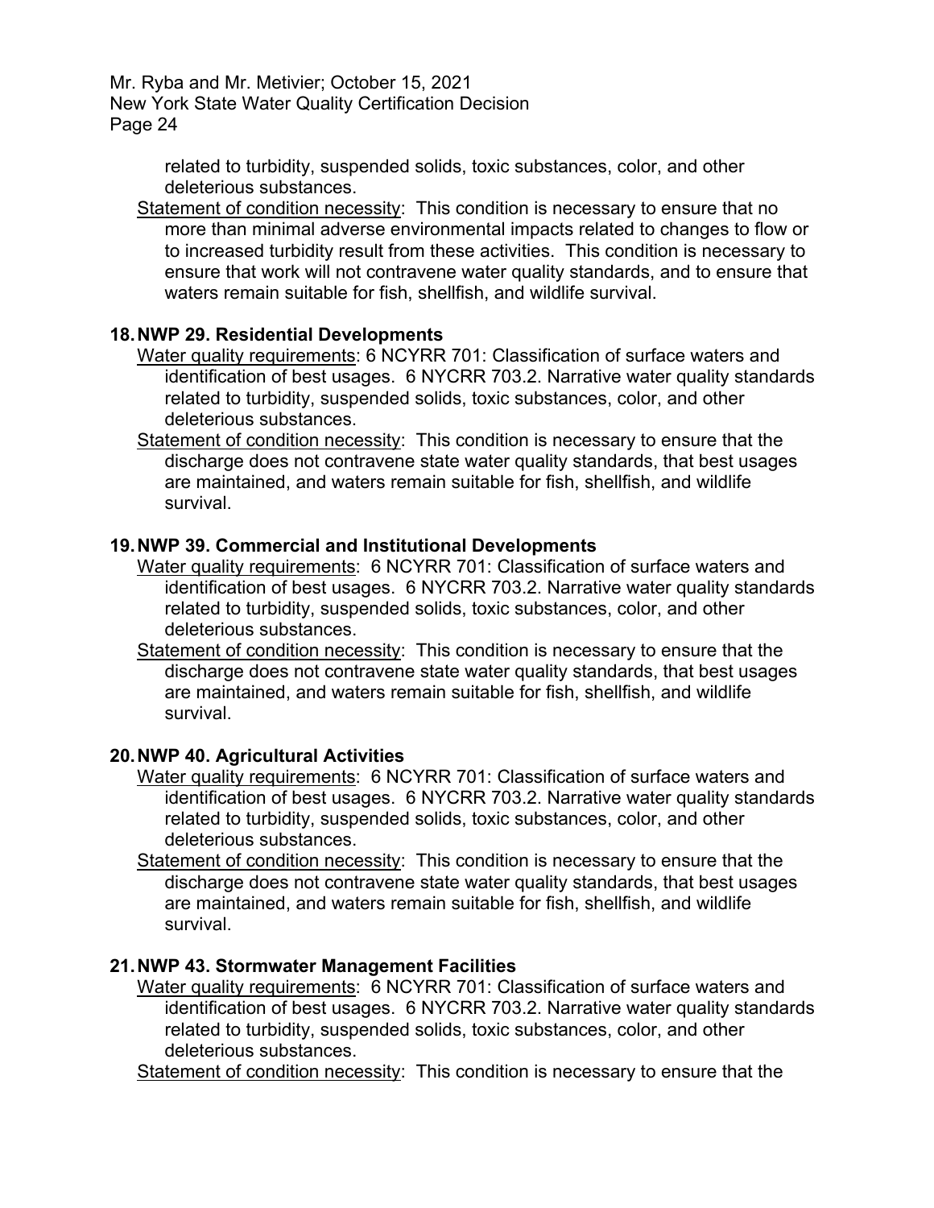related to turbidity, suspended solids, toxic substances, color, and other deleterious substances.

Statement of condition necessity: This condition is necessary to ensure that no more than minimal adverse environmental impacts related to changes to flow or to increased turbidity result from these activities. This condition is necessary to ensure that work will not contravene water quality standards, and to ensure that waters remain suitable for fish, shellfish, and wildlife survival.

**18. NWP 29. Residential Developments**

Water quality requirements: 6 NCYRR 701: Classification of surface waters and identification of best usages. 6 NYCRR 703.2. Narrative water quality standards related to turbidity, suspended solids, toxic substances, color, and other deleterious substances.

Statement of condition necessity: This condition is necessary to ensure that the discharge does not contravene state water quality standards, that best usages are maintained, and waters remain suitable for fish, shellfish, and wildlife survival.

**19. NWP 39. Commercial and Institutional Developments**

Water quality requirements: 6 NCYRR 701: Classification of surface waters and identification of best usages. 6 NYCRR 703.2. Narrative water quality standards related to turbidity, suspended solids, toxic substances, color, and other deleterious substances.

Statement of condition necessity: This condition is necessary to ensure that the discharge does not contravene state water quality standards, that best usages are maintained, and waters remain suitable for fish, shellfish, and wildlife survival.

**20. NWP 40. Agricultural Activities**

Water quality requirements: 6 NCYRR 701: Classification of surface waters and identification of best usages. 6 NYCRR 703.2. Narrative water quality standards related to turbidity, suspended solids, toxic substances, color, and other deleterious substances.

Statement of condition necessity: This condition is necessary to ensure that the discharge does not contravene state water quality standards, that best usages are maintained, and waters remain suitable for fish, shellfish, and wildlife survival.

**21. NWP 43. Stormwater Management Facilities**

Water quality requirements: 6 NCYRR 701: Classification of surface waters and identification of best usages. 6 NYCRR 703.2. Narrative water quality standards related to turbidity, suspended solids, toxic substances, color, and other deleterious substances.

Statement of condition necessity: This condition is necessary to ensure that the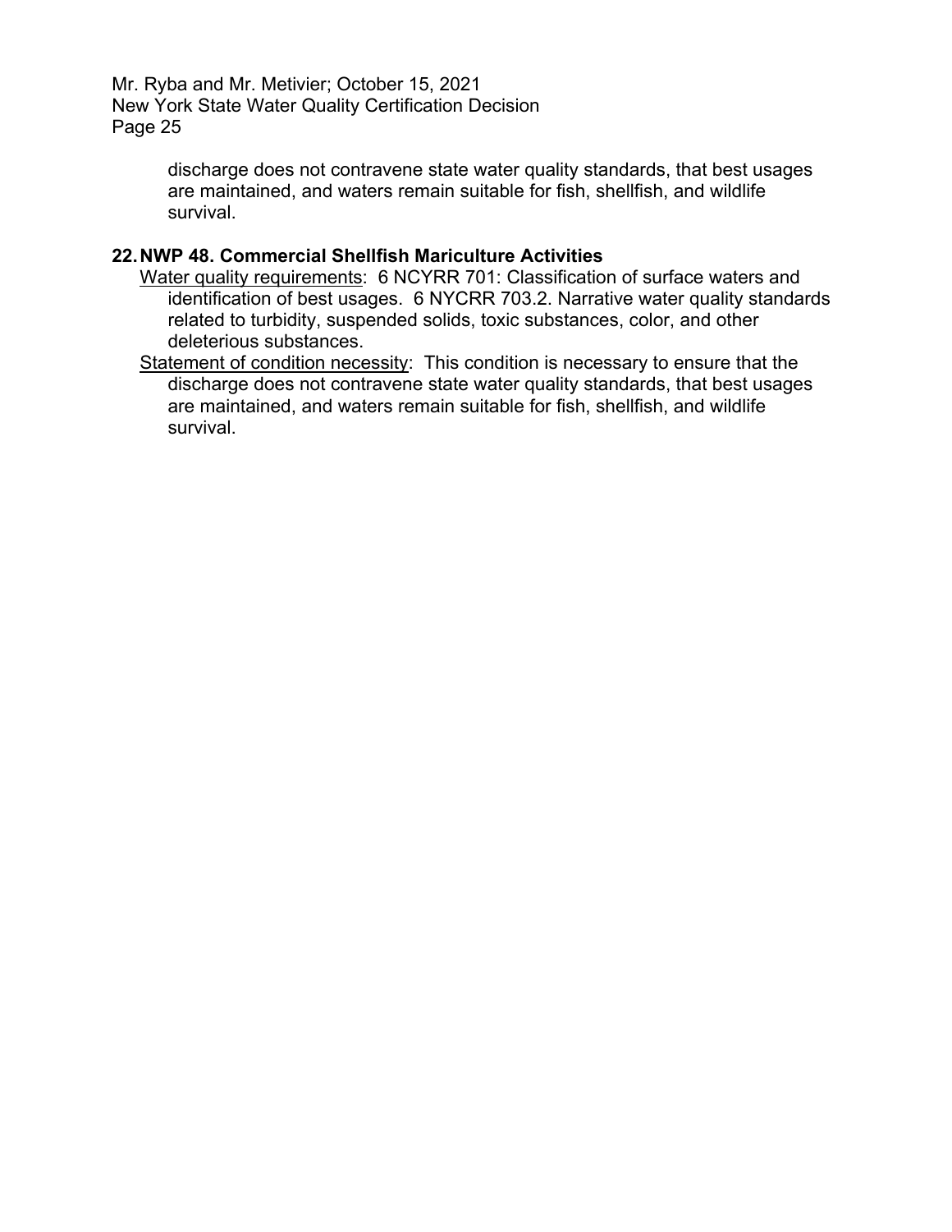discharge does not contravene state water quality standards, that best usages are maintained, and waters remain suitable for fish, shellfish, and wildlife survival.

**22. NWP 48. Commercial Shellfish Mariculture Activities**

Water quality requirements: 6 NCYRR 701: Classification of surface waters and identification of best usages. 6 NYCRR 703.2. Narrative water quality standards related to turbidity, suspended solids, toxic substances, color, and other deleterious substances.

Statement of condition necessity: This condition is necessary to ensure that the discharge does not contravene state water quality standards, that best usages are maintained, and waters remain suitable for fish, shellfish, and wildlife survival.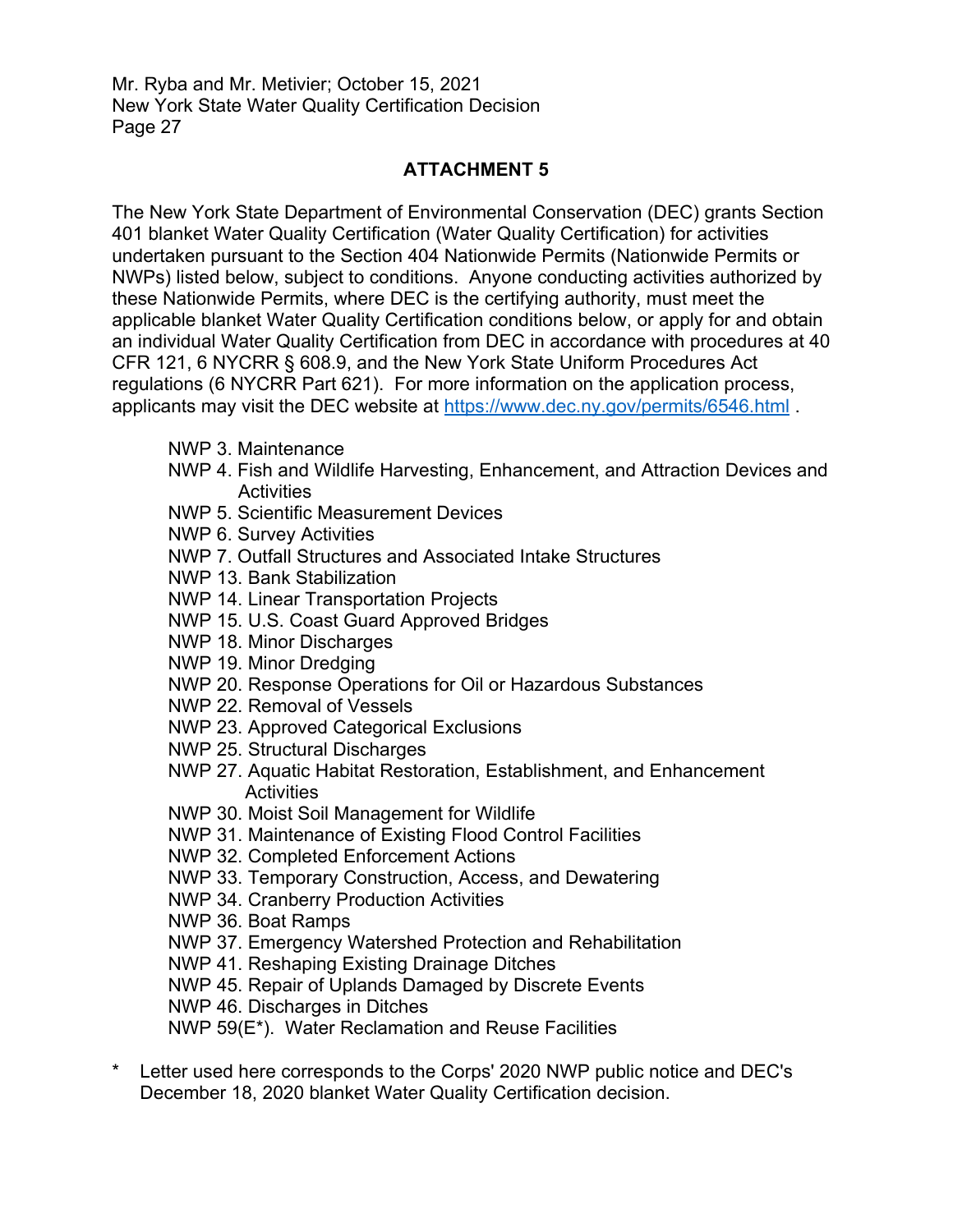## ATTACHMENT 5

The New York State Department of Environmental Conservation (DEC) grants Section 401 blanket Water Quality Certification (Water Quality Certification) for activities undertaken pursuant to the Section 404 Nationwide Permits (Nationwide Permits or NWPs) listed below, subject to conditions. Anyone conducting activities authorized by these Nationwide Permits, where DEC is the certifying authority, must meet the applicable blanket Water Quality Certification conditions below, or apply for and obtain an individual Water Quality Certification from DEC in accordance with procedures at 40 CFR 121, 6 NYCRR § 608.9, and the New York State Uniform Procedures Act regulations (6 NYCRR Part 621). For more information on the application process, applicants may visit the DEC website at https://www.dec.ny.gov/permits/6546.html .

- NWP 3. Maintenance
- NWP 4. Fish and Wildlife Harvesting, Enhancement, and Attraction Devices and Activities
- NWP 5. Scientific Measurement Devices
- NWP 6. Survey Activities
- NWP 7. Outfall Structures and Associated Intake Structures
- NWP 13. Bank Stabilization
- NWP 14. Linear Transportation Projects
- NWP 15. U.S. Coast Guard Approved Bridges
- NWP 18. Minor Discharges
- NWP 19. Minor Dredging
- NWP 20. Response Operations for Oil or Hazardous Substances
- NWP 22. Removal of Vessels
- NWP 23. Approved Categorical Exclusions
- NWP 25. Structural Discharges
- NWP 27. Aquatic Habitat Restoration, Establishment, and Enhancement Activities
- NWP 30. Moist Soil Management for Wildlife
- NWP 31. Maintenance of Existing Flood Control Facilities
- NWP 32. Completed Enforcement Actions
- NWP 33. Temporary Construction, Access, and Dewatering
- NWP 34. Cranberry Production Activities
- NWP 36. Boat Ramps
- NWP 37. Emergency Watershed Protection and Rehabilitation
- NWP 41. Reshaping Existing Drainage Ditches
- NWP 45. Repair of Uplands Damaged by Discrete Events
- NWP 46. Discharges in Ditches
- NWP 59(E*). Water Reclamation and Reuse Facilities

\* Letter used here corresponds to the Corps' 2020 NWP public notice and DEC's December 18, 2020 blanket Water Quality Certification decision.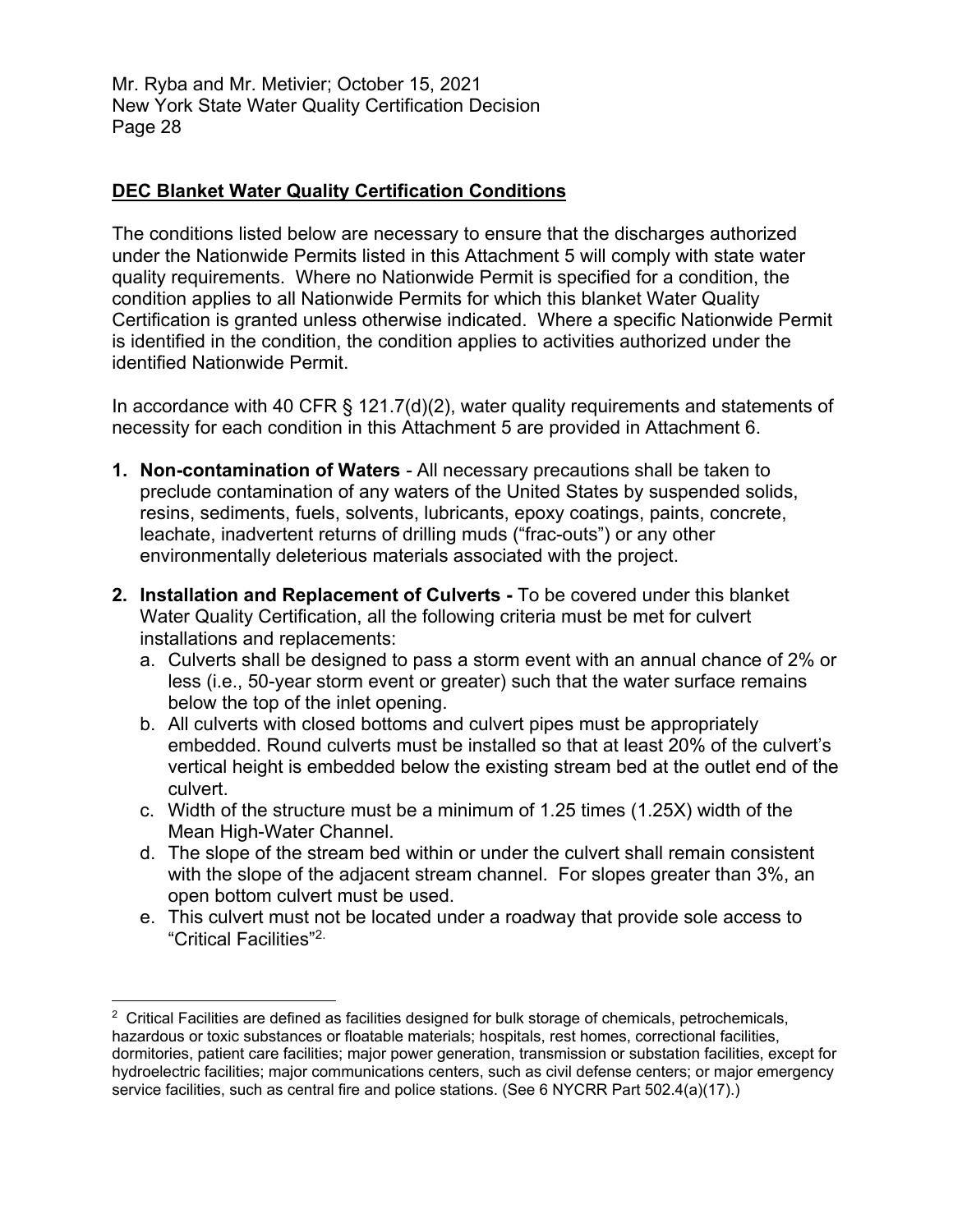**DEC Blanket Water Quality Certification Conditions**

The conditions listed below are necessary to ensure that the discharges authorized under the Nationwide Permits listed in this Attachment 5 will comply with state water quality requirements. Where no Nationwide Permit is specified for a condition, the condition applies to all Nationwide Permits for which this blanket Water Quality Certification is granted unless otherwise indicated. Where a specific Nationwide Permit is identified in the condition, the condition applies to activities authorized under the identified Nationwide Permit.

In accordance with 40 CFR § 121.7(d)(2), water quality requirements and statements of necessity for each condition in this Attachment 5 are provided in Attachment 6.

1. **Non-contamination of Waters** - All necessary precautions shall be taken to preclude contamination of any waters of the United States by suspended solids, resins, sediments, fuels, solvents, lubricants, epoxy coatings, paints, concrete, leachate, inadvertent returns of drilling muds ("frac-outs") or any other environmentally deleterious materials associated with the project.
2. **Installation and Replacement of Culverts -** To be covered under this blanket Water Quality Certification, all the following criteria must be met for culvert installations and replacements:
   a. Culverts shall be designed to pass a storm event with an annual chance of 2% or less (i.e., 50-year storm event or greater) such that the water surface remains below the top of the inlet opening.
   b. All culverts with closed bottoms and culvert pipes must be appropriately embedded. Round culverts must be installed so that at least 20% of the culvert's vertical height is embedded below the existing stream bed at the outlet end of the culvert.
   c. Width of the structure must be a minimum of 1.25 times (1.25X) width of the Mean High-Water Channel.
   d. The slope of the stream bed within or under the culvert shall remain consistent with the slope of the adjacent stream channel. For slopes greater than 3%, an open bottom culvert must be used.
   e. This culvert must not be located under a roadway that provide sole access to "Critical Facilities"[2].

[2] Critical Facilities are defined as facilities designed for bulk storage of chemicals, petrochemicals, hazardous or toxic substances or floatable materials; hospitals, rest homes, correctional facilities, dormitories, patient care facilities; major power generation, transmission or substation facilities, except for hydroelectric facilities; major communications centers, such as civil defense centers; or major emergency service facilities, such as central fire and police stations. (See 6 NYCRR Part 502.4(a)(17).)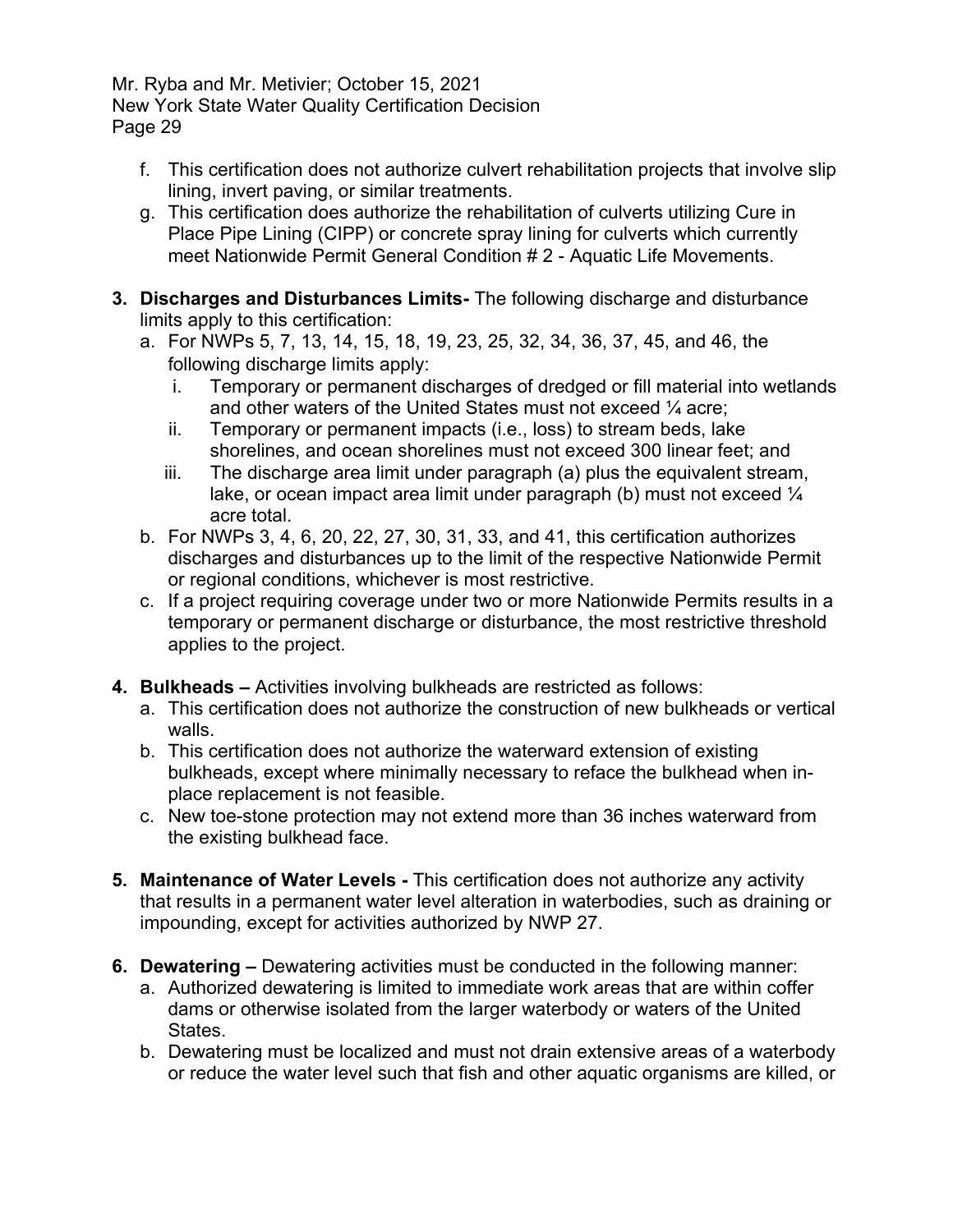f. This certification does not authorize culvert rehabilitation projects that involve slip lining, invert paving, or similar treatments.
g. This certification does authorize the rehabilitation of culverts utilizing Cure in Place Pipe Lining (CIPP) or concrete spray lining for culverts which currently meet Nationwide Permit General Condition # 2 - Aquatic Life Movements.

3. **Discharges and Disturbances Limits-** The following discharge and disturbance limits apply to this certification:
   a. For NWPs 5, 7, 13, 14, 15, 18, 19, 23, 25, 32, 34, 36, 37, 45, and 46, the following discharge limits apply:
      i. Temporary or permanent discharges of dredged or fill material into wetlands and other waters of the United States must not exceed ¼ acre;
      ii. Temporary or permanent impacts (i.e., loss) to stream beds, lake shorelines, and ocean shorelines must not exceed 300 linear feet; and
      iii. The discharge area limit under paragraph (a) plus the equivalent stream, lake, or ocean impact area limit under paragraph (b) must not exceed ¼ acre total.
   b. For NWPs 3, 4, 6, 20, 22, 27, 30, 31, 33, and 41, this certification authorizes discharges and disturbances up to the limit of the respective Nationwide Permit or regional conditions, whichever is most restrictive.
   c. If a project requiring coverage under two or more Nationwide Permits results in a temporary or permanent discharge or disturbance, the most restrictive threshold applies to the project.

4. **Bulkheads –** Activities involving bulkheads are restricted as follows:
   a. This certification does not authorize the construction of new bulkheads or vertical walls.
   b. This certification does not authorize the waterward extension of existing bulkheads, except where minimally necessary to reface the bulkhead when in-place replacement is not feasible.
   c. New toe-stone protection may not extend more than 36 inches waterward from the existing bulkhead face.

5. **Maintenance of Water Levels -** This certification does not authorize any activity that results in a permanent water level alteration in waterbodies, such as draining or impounding, except for activities authorized by NWP 27.

6. **Dewatering –** Dewatering activities must be conducted in the following manner:
   a. Authorized dewatering is limited to immediate work areas that are within coffer dams or otherwise isolated from the larger waterbody or waters of the United States.
   b. Dewatering must be localized and must not drain extensive areas of a waterbody or reduce the water level such that fish and other aquatic organisms are killed, or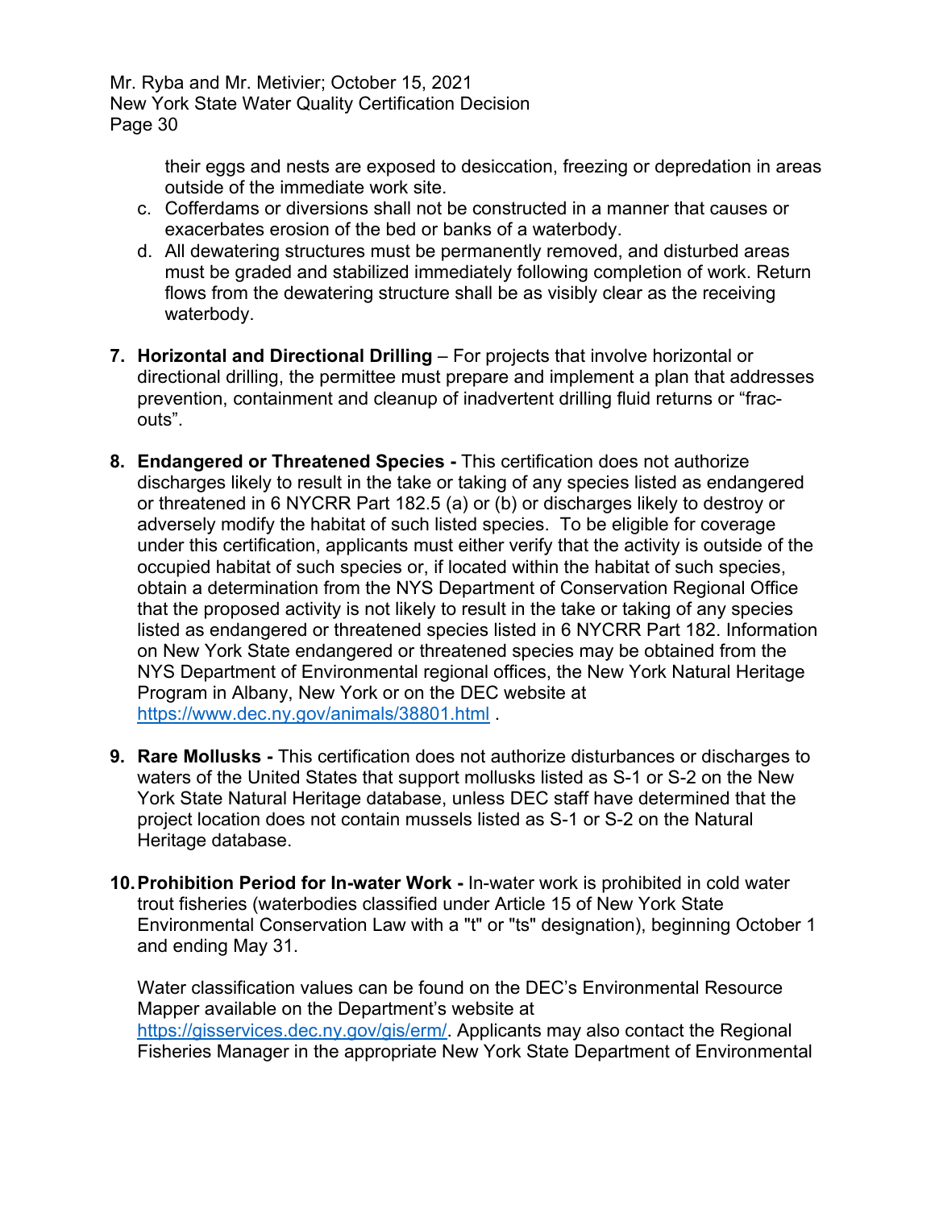their eggs and nests are exposed to desiccation, freezing or depredation in areas outside of the immediate work site.

   c. Cofferdams or diversions shall not be constructed in a manner that causes or exacerbates erosion of the bed or banks of a waterbody.
   d. All dewatering structures must be permanently removed, and disturbed areas must be graded and stabilized immediately following completion of work. Return flows from the dewatering structure shall be as visibly clear as the receiving waterbody.

7. **Horizontal and Directional Drilling** – For projects that involve horizontal or directional drilling, the permittee must prepare and implement a plan that addresses prevention, containment and cleanup of inadvertent drilling fluid returns or "frac-outs".

8. **Endangered or Threatened Species -** This certification does not authorize discharges likely to result in the take or taking of any species listed as endangered or threatened in 6 NYCRR Part 182.5 (a) or (b) or discharges likely to destroy or adversely modify the habitat of such listed species. To be eligible for coverage under this certification, applicants must either verify that the activity is outside of the occupied habitat of such species or, if located within the habitat of such species, obtain a determination from the NYS Department of Conservation Regional Office that the proposed activity is not likely to result in the take or taking of any species listed as endangered or threatened species listed in 6 NYCRR Part 182. Information on New York State endangered or threatened species may be obtained from the NYS Department of Environmental regional offices, the New York Natural Heritage Program in Albany, New York or on the DEC website at https://www.dec.ny.gov/animals/38801.html .

9. **Rare Mollusks -** This certification does not authorize disturbances or discharges to waters of the United States that support mollusks listed as S-1 or S-2 on the New York State Natural Heritage database, unless DEC staff have determined that the project location does not contain mussels listed as S-1 or S-2 on the Natural Heritage database.

10. **Prohibition Period for In-water Work -** In-water work is prohibited in cold water trout fisheries (waterbodies classified under Article 15 of New York State Environmental Conservation Law with a "t" or "ts" designation), beginning October 1 and ending May 31.

    Water classification values can be found on the DEC's Environmental Resource Mapper available on the Department's website at https://gisservices.dec.ny.gov/gis/erm/. Applicants may also contact the Regional Fisheries Manager in the appropriate New York State Department of Environmental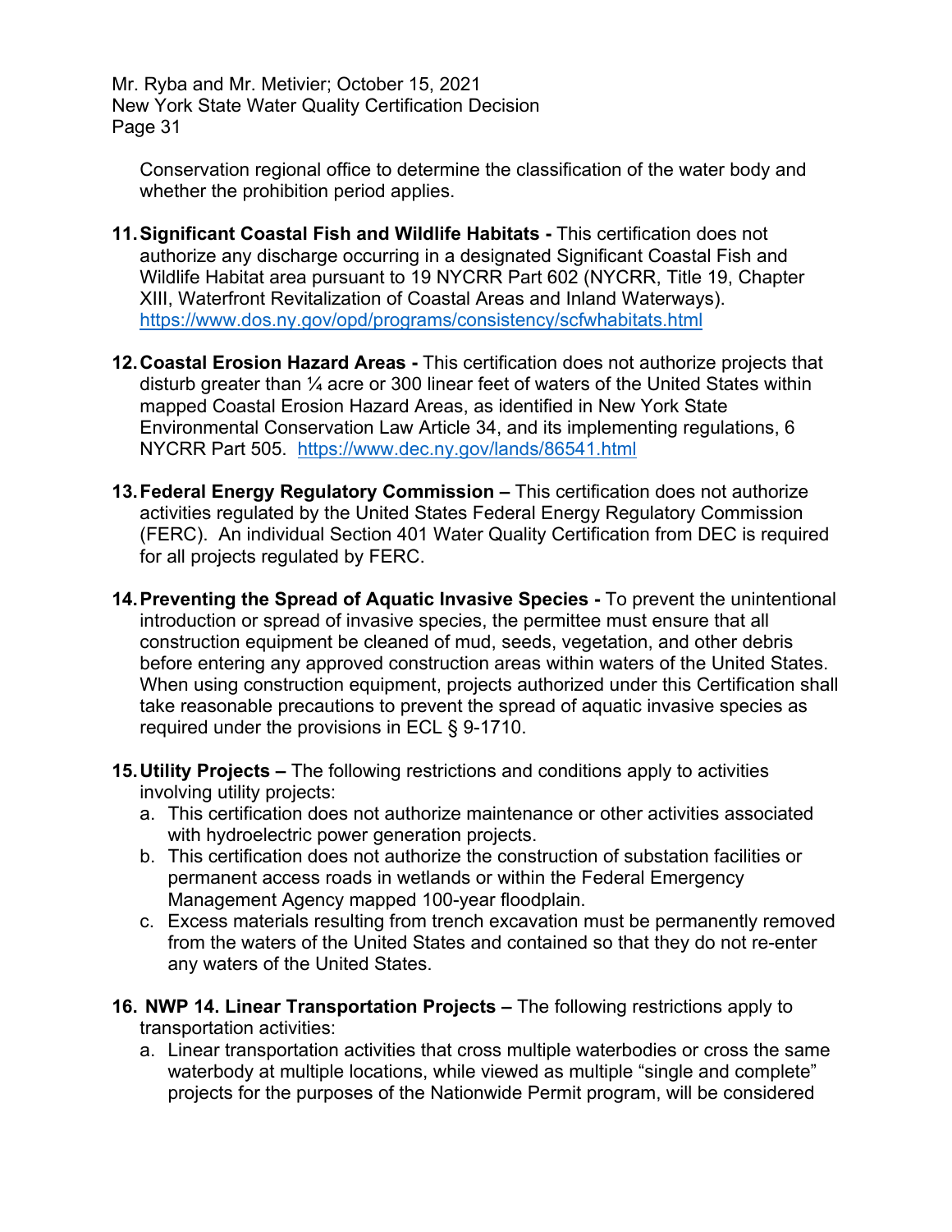Conservation regional office to determine the classification of the water body and whether the prohibition period applies.

11. **Significant Coastal Fish and Wildlife Habitats -** This certification does not authorize any discharge occurring in a designated Significant Coastal Fish and Wildlife Habitat area pursuant to 19 NYCRR Part 602 (NYCRR, Title 19, Chapter XIII, Waterfront Revitalization of Coastal Areas and Inland Waterways). https://www.dos.ny.gov/opd/programs/consistency/scfwhabitats.html

12. **Coastal Erosion Hazard Areas -** This certification does not authorize projects that disturb greater than ¼ acre or 300 linear feet of waters of the United States within mapped Coastal Erosion Hazard Areas, as identified in New York State Environmental Conservation Law Article 34, and its implementing regulations, 6 NYCRR Part 505. https://www.dec.ny.gov/lands/86541.html

13. **Federal Energy Regulatory Commission –** This certification does not authorize activities regulated by the United States Federal Energy Regulatory Commission (FERC). An individual Section 401 Water Quality Certification from DEC is required for all projects regulated by FERC.

14. **Preventing the Spread of Aquatic Invasive Species -** To prevent the unintentional introduction or spread of invasive species, the permittee must ensure that all construction equipment be cleaned of mud, seeds, vegetation, and other debris before entering any approved construction areas within waters of the United States. When using construction equipment, projects authorized under this Certification shall take reasonable precautions to prevent the spread of aquatic invasive species as required under the provisions in ECL § 9-1710.

15. **Utility Projects –** The following restrictions and conditions apply to activities involving utility projects:
    a. This certification does not authorize maintenance or other activities associated with hydroelectric power generation projects.
    b. This certification does not authorize the construction of substation facilities or permanent access roads in wetlands or within the Federal Emergency Management Agency mapped 100-year floodplain.
    c. Excess materials resulting from trench excavation must be permanently removed from the waters of the United States and contained so that they do not re-enter any waters of the United States.

16. **NWP 14. Linear Transportation Projects –** The following restrictions apply to transportation activities:
    a. Linear transportation activities that cross multiple waterbodies or cross the same waterbody at multiple locations, while viewed as multiple "single and complete" projects for the purposes of the Nationwide Permit program, will be considered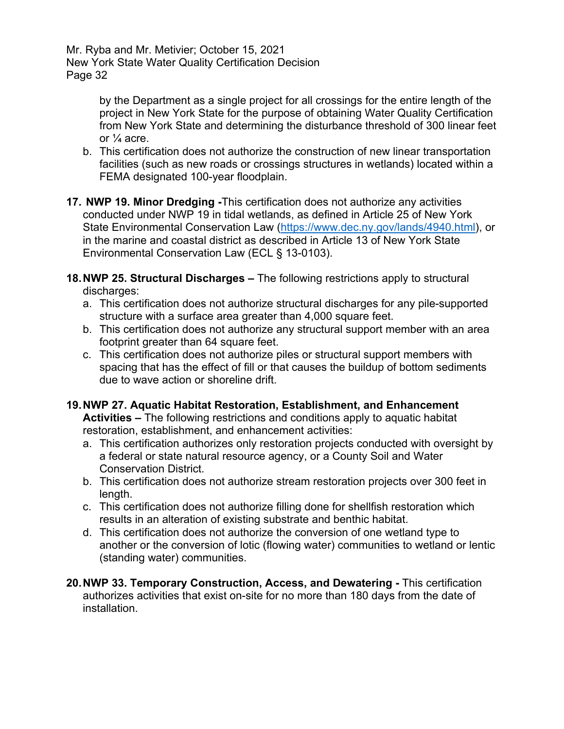by the Department as a single project for all crossings for the entire length of the project in New York State for the purpose of obtaining Water Quality Certification from New York State and determining the disturbance threshold of 300 linear feet or ¼ acre.

   b. This certification does not authorize the construction of new linear transportation facilities (such as new roads or crossings structures in wetlands) located within a FEMA designated 100-year floodplain.

17. **NWP 19. Minor Dredging -** This certification does not authorize any activities conducted under NWP 19 in tidal wetlands, as defined in Article 25 of New York State Environmental Conservation Law (https://www.dec.ny.gov/lands/4940.html), or in the marine and coastal district as described in Article 13 of New York State Environmental Conservation Law (ECL § 13-0103).

18. **NWP 25. Structural Discharges –** The following restrictions apply to structural discharges:
    a. This certification does not authorize structural discharges for any pile-supported structure with a surface area greater than 4,000 square feet.
    b. This certification does not authorize any structural support member with an area footprint greater than 64 square feet.
    c. This certification does not authorize piles or structural support members with spacing that has the effect of fill or that causes the buildup of bottom sediments due to wave action or shoreline drift.

19. **NWP 27. Aquatic Habitat Restoration, Establishment, and Enhancement Activities –** The following restrictions and conditions apply to aquatic habitat restoration, establishment, and enhancement activities:
    a. This certification authorizes only restoration projects conducted with oversight by a federal or state natural resource agency, or a County Soil and Water Conservation District.
    b. This certification does not authorize stream restoration projects over 300 feet in length.
    c. This certification does not authorize filling done for shellfish restoration which results in an alteration of existing substrate and benthic habitat.
    d. This certification does not authorize the conversion of one wetland type to another or the conversion of lotic (flowing water) communities to wetland or lentic (standing water) communities.

20. **NWP 33. Temporary Construction, Access, and Dewatering -** This certification authorizes activities that exist on-site for no more than 180 days from the date of installation.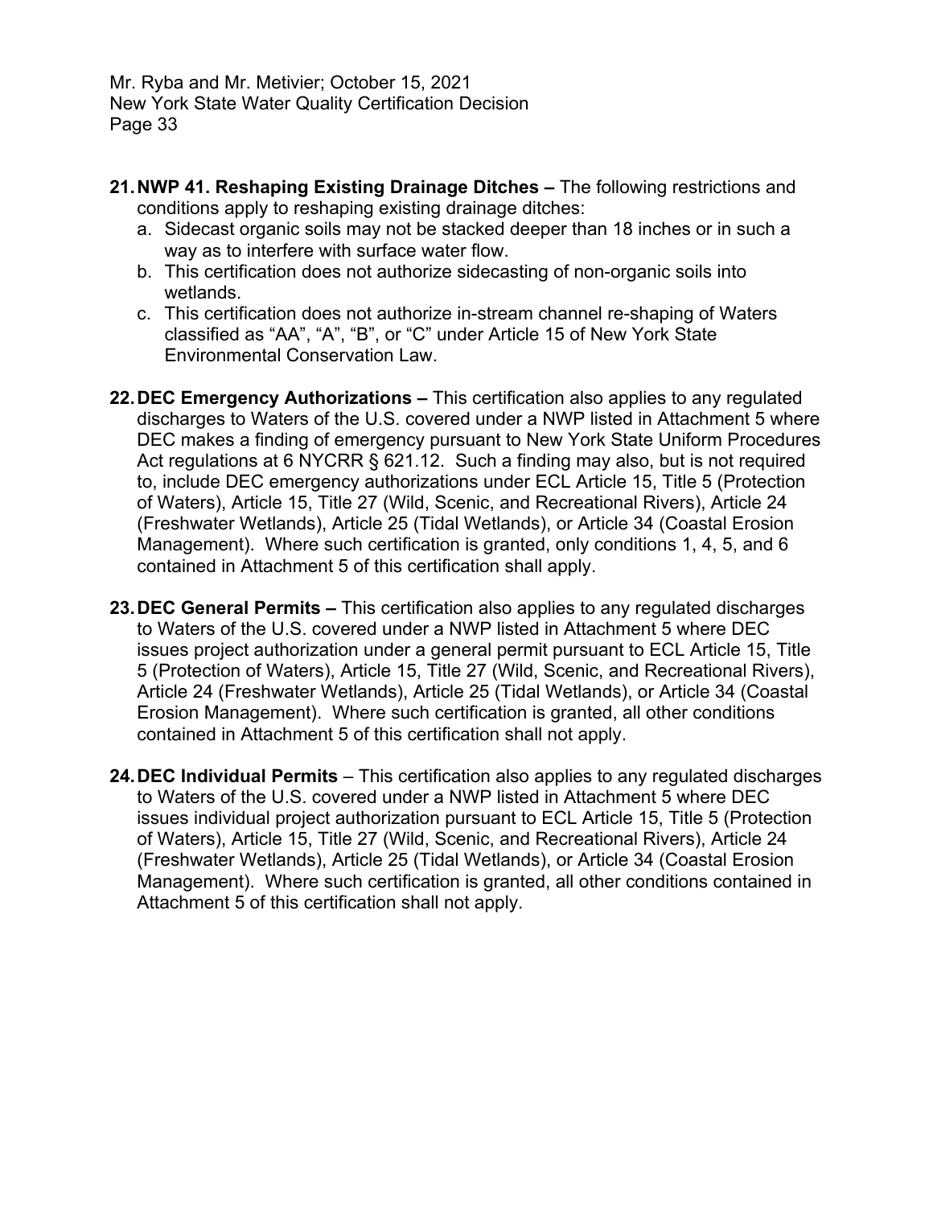21. **NWP 41. Reshaping Existing Drainage Ditches –** The following restrictions and conditions apply to reshaping existing drainage ditches:
    a. Sidecast organic soils may not be stacked deeper than 18 inches or in such a way as to interfere with surface water flow.
    b. This certification does not authorize sidecasting of non-organic soils into wetlands.
    c. This certification does not authorize in-stream channel re-shaping of Waters classified as "AA", "A", "B", or "C" under Article 15 of New York State Environmental Conservation Law.

22. **DEC Emergency Authorizations –** This certification also applies to any regulated discharges to Waters of the U.S. covered under a NWP listed in Attachment 5 where DEC makes a finding of emergency pursuant to New York State Uniform Procedures Act regulations at 6 NYCRR § 621.12. Such a finding may also, but is not required to, include DEC emergency authorizations under ECL Article 15, Title 5 (Protection of Waters), Article 15, Title 27 (Wild, Scenic, and Recreational Rivers), Article 24 (Freshwater Wetlands), Article 25 (Tidal Wetlands), or Article 34 (Coastal Erosion Management). Where such certification is granted, only conditions 1, 4, 5, and 6 contained in Attachment 5 of this certification shall apply.

23. **DEC General Permits –** This certification also applies to any regulated discharges to Waters of the U.S. covered under a NWP listed in Attachment 5 where DEC issues project authorization under a general permit pursuant to ECL Article 15, Title 5 (Protection of Waters), Article 15, Title 27 (Wild, Scenic, and Recreational Rivers), Article 24 (Freshwater Wetlands), Article 25 (Tidal Wetlands), or Article 34 (Coastal Erosion Management). Where such certification is granted, all other conditions contained in Attachment 5 of this certification shall not apply.

24. **DEC Individual Permits** – This certification also applies to any regulated discharges to Waters of the U.S. covered under a NWP listed in Attachment 5 where DEC issues individual project authorization pursuant to ECL Article 15, Title 5 (Protection of Waters), Article 15, Title 27 (Wild, Scenic, and Recreational Rivers), Article 24 (Freshwater Wetlands), Article 25 (Tidal Wetlands), or Article 34 (Coastal Erosion Management). Where such certification is granted, all other conditions contained in Attachment 5 of this certification shall not apply.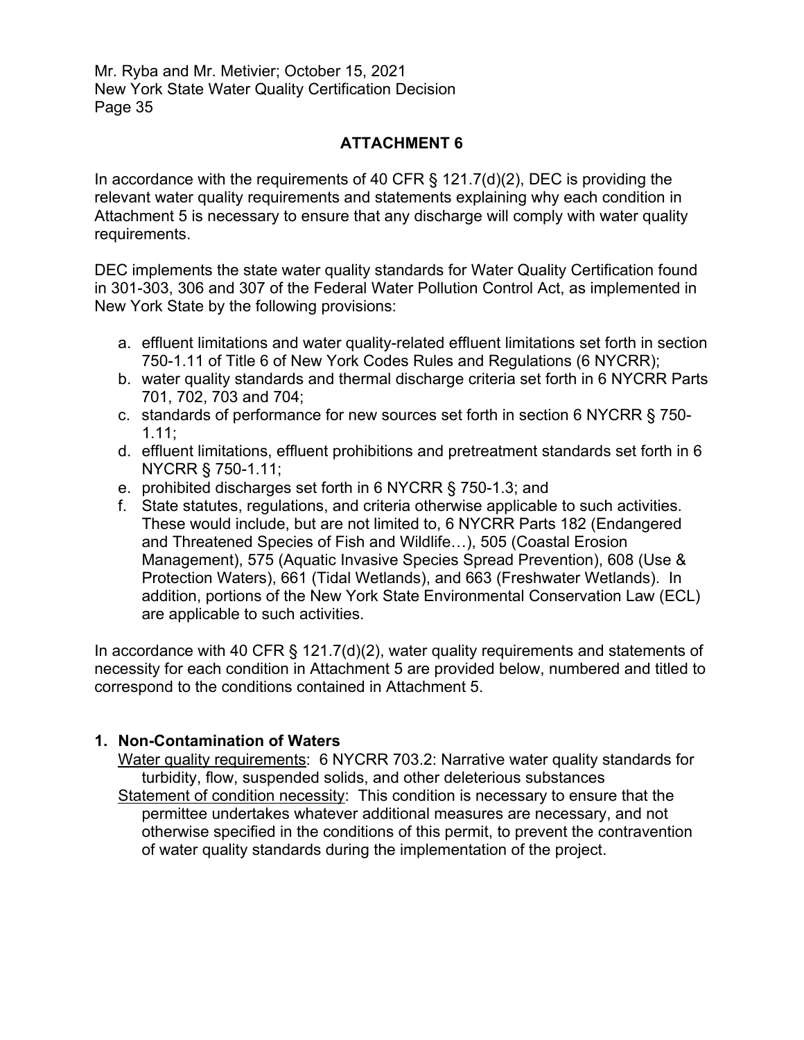## ATTACHMENT 6

In accordance with the requirements of 40 CFR § 121.7(d)(2), DEC is providing the relevant water quality requirements and statements explaining why each condition in Attachment 5 is necessary to ensure that any discharge will comply with water quality requirements.

DEC implements the state water quality standards for Water Quality Certification found in 301-303, 306 and 307 of the Federal Water Pollution Control Act, as implemented in New York State by the following provisions:

a. effluent limitations and water quality-related effluent limitations set forth in section 750-1.11 of Title 6 of New York Codes Rules and Regulations (6 NYCRR);
b. water quality standards and thermal discharge criteria set forth in 6 NYCRR Parts 701, 702, 703 and 704;
c. standards of performance for new sources set forth in section 6 NYCRR § 750-1.11;
d. effluent limitations, effluent prohibitions and pretreatment standards set forth in 6 NYCRR § 750-1.11;
e. prohibited discharges set forth in 6 NYCRR § 750-1.3; and
f. State statutes, regulations, and criteria otherwise applicable to such activities. These would include, but are not limited to, 6 NYCRR Parts 182 (Endangered and Threatened Species of Fish and Wildlife…), 505 (Coastal Erosion Management), 575 (Aquatic Invasive Species Spread Prevention), 608 (Use & Protection Waters), 661 (Tidal Wetlands), and 663 (Freshwater Wetlands). In addition, portions of the New York State Environmental Conservation Law (ECL) are applicable to such activities.

In accordance with 40 CFR § 121.7(d)(2), water quality requirements and statements of necessity for each condition in Attachment 5 are provided below, numbered and titled to correspond to the conditions contained in Attachment 5.

### 1. Non-Contamination of Waters

Water quality requirements: 6 NYCRR 703.2: Narrative water quality standards for turbidity, flow, suspended solids, and other deleterious substances

Statement of condition necessity: This condition is necessary to ensure that the permittee undertakes whatever additional measures are necessary, and not otherwise specified in the conditions of this permit, to prevent the contravention of water quality standards during the implementation of the project.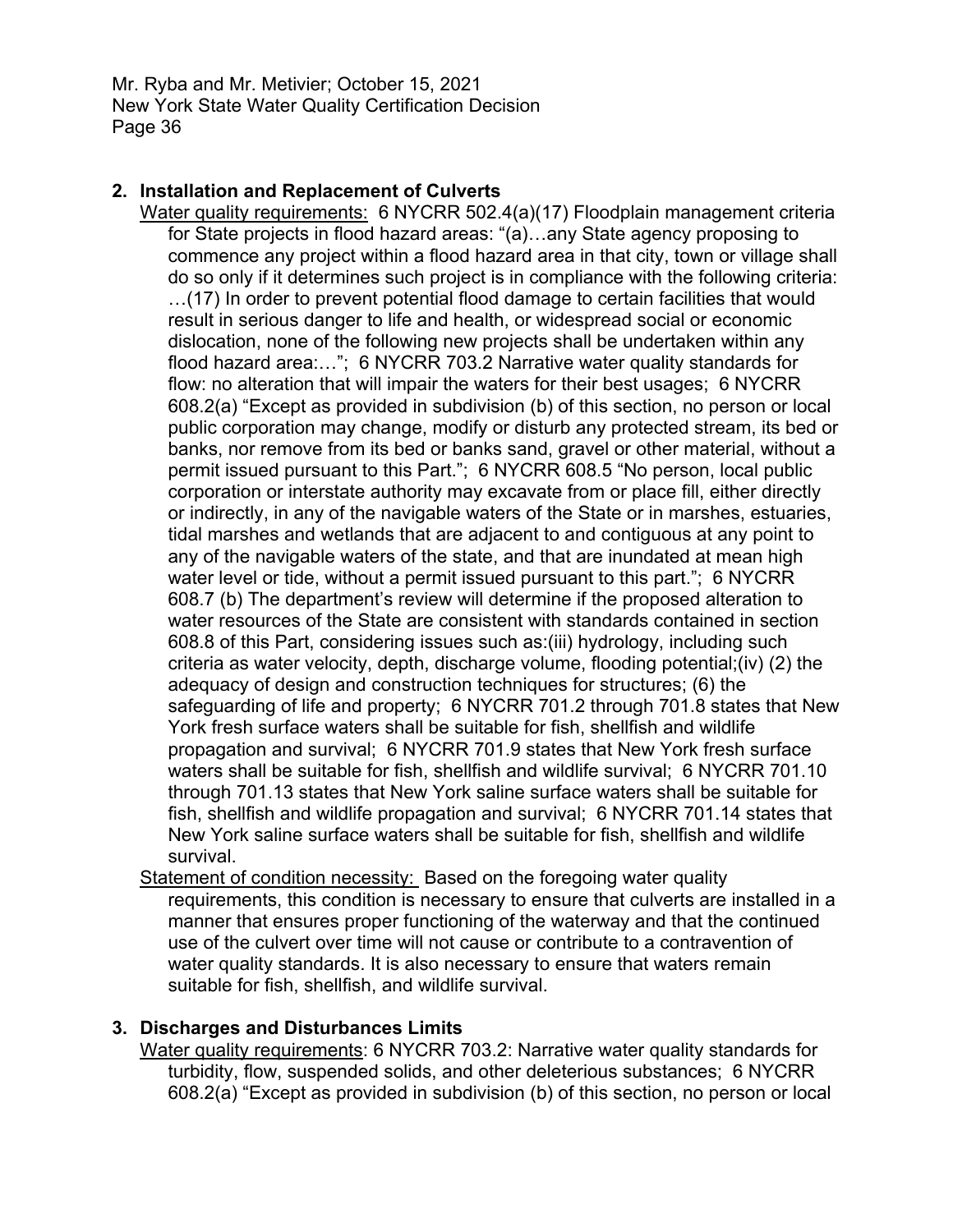**2. Installation and Replacement of Culverts**

Water quality requirements: 6 NYCRR 502.4(a)(17) Floodplain management criteria for State projects in flood hazard areas: "(a)…any State agency proposing to commence any project within a flood hazard area in that city, town or village shall do so only if it determines such project is in compliance with the following criteria: …(17) In order to prevent potential flood damage to certain facilities that would result in serious danger to life and health, or widespread social or economic dislocation, none of the following new projects shall be undertaken within any flood hazard area:…"; 6 NYCRR 703.2 Narrative water quality standards for flow: no alteration that will impair the waters for their best usages; 6 NYCRR 608.2(a) "Except as provided in subdivision (b) of this section, no person or local public corporation may change, modify or disturb any protected stream, its bed or banks, nor remove from its bed or banks sand, gravel or other material, without a permit issued pursuant to this Part."; 6 NYCRR 608.5 "No person, local public corporation or interstate authority may excavate from or place fill, either directly or indirectly, in any of the navigable waters of the State or in marshes, estuaries, tidal marshes and wetlands that are adjacent to and contiguous at any point to any of the navigable waters of the state, and that are inundated at mean high water level or tide, without a permit issued pursuant to this part."; 6 NYCRR 608.7 (b) The department's review will determine if the proposed alteration to water resources of the State are consistent with standards contained in section 608.8 of this Part, considering issues such as:(iii) hydrology, including such criteria as water velocity, depth, discharge volume, flooding potential;(iv) (2) the adequacy of design and construction techniques for structures; (6) the safeguarding of life and property; 6 NYCRR 701.2 through 701.8 states that New York fresh surface waters shall be suitable for fish, shellfish and wildlife propagation and survival; 6 NYCRR 701.9 states that New York fresh surface waters shall be suitable for fish, shellfish and wildlife survival; 6 NYCRR 701.10 through 701.13 states that New York saline surface waters shall be suitable for fish, shellfish and wildlife propagation and survival; 6 NYCRR 701.14 states that New York saline surface waters shall be suitable for fish, shellfish and wildlife survival.

Statement of condition necessity: Based on the foregoing water quality requirements, this condition is necessary to ensure that culverts are installed in a manner that ensures proper functioning of the waterway and that the continued use of the culvert over time will not cause or contribute to a contravention of water quality standards. It is also necessary to ensure that waters remain suitable for fish, shellfish, and wildlife survival.

**3. Discharges and Disturbances Limits**

Water quality requirements: 6 NYCRR 703.2: Narrative water quality standards for turbidity, flow, suspended solids, and other deleterious substances; 6 NYCRR 608.2(a) "Except as provided in subdivision (b) of this section, no person or local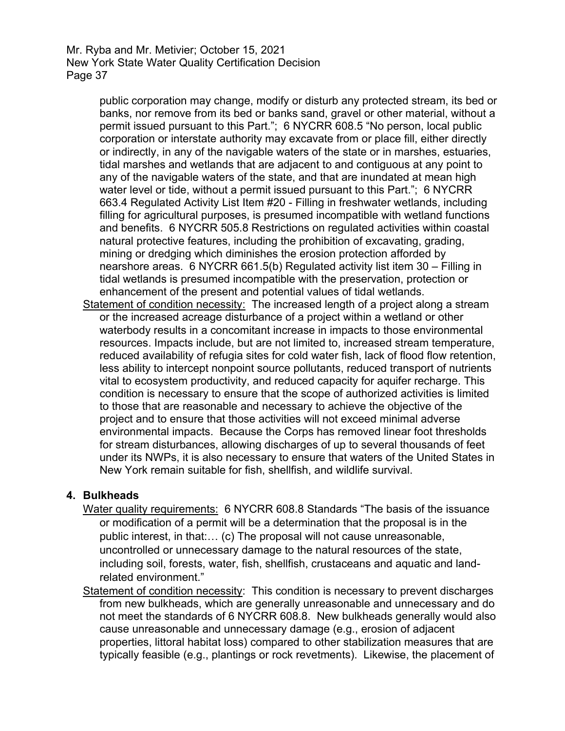public corporation may change, modify or disturb any protected stream, its bed or banks, nor remove from its bed or banks sand, gravel or other material, without a permit issued pursuant to this Part."; 6 NYCRR 608.5 "No person, local public corporation or interstate authority may excavate from or place fill, either directly or indirectly, in any of the navigable waters of the state or in marshes, estuaries, tidal marshes and wetlands that are adjacent to and contiguous at any point to any of the navigable waters of the state, and that are inundated at mean high water level or tide, without a permit issued pursuant to this Part."; 6 NYCRR 663.4 Regulated Activity List Item #20 - Filling in freshwater wetlands, including filling for agricultural purposes, is presumed incompatible with wetland functions and benefits. 6 NYCRR 505.8 Restrictions on regulated activities within coastal natural protective features, including the prohibition of excavating, grading, mining or dredging which diminishes the erosion protection afforded by nearshore areas. 6 NYCRR 661.5(b) Regulated activity list item 30 – Filling in tidal wetlands is presumed incompatible with the preservation, protection or enhancement of the present and potential values of tidal wetlands.

Statement of condition necessity: The increased length of a project along a stream or the increased acreage disturbance of a project within a wetland or other waterbody results in a concomitant increase in impacts to those environmental resources. Impacts include, but are not limited to, increased stream temperature, reduced availability of refugia sites for cold water fish, lack of flood flow retention, less ability to intercept nonpoint source pollutants, reduced transport of nutrients vital to ecosystem productivity, and reduced capacity for aquifer recharge. This condition is necessary to ensure that the scope of authorized activities is limited to those that are reasonable and necessary to achieve the objective of the project and to ensure that those activities will not exceed minimal adverse environmental impacts. Because the Corps has removed linear foot thresholds for stream disturbances, allowing discharges of up to several thousands of feet under its NWPs, it is also necessary to ensure that waters of the United States in New York remain suitable for fish, shellfish, and wildlife survival.

**4. Bulkheads**

Water quality requirements: 6 NYCRR 608.8 Standards "The basis of the issuance or modification of a permit will be a determination that the proposal is in the public interest, in that:… (c) The proposal will not cause unreasonable, uncontrolled or unnecessary damage to the natural resources of the state, including soil, forests, water, fish, shellfish, crustaceans and aquatic and land-related environment."

Statement of condition necessity: This condition is necessary to prevent discharges from new bulkheads, which are generally unreasonable and unnecessary and do not meet the standards of 6 NYCRR 608.8. New bulkheads generally would also cause unreasonable and unnecessary damage (e.g., erosion of adjacent properties, littoral habitat loss) compared to other stabilization measures that are typically feasible (e.g., plantings or rock revetments). Likewise, the placement of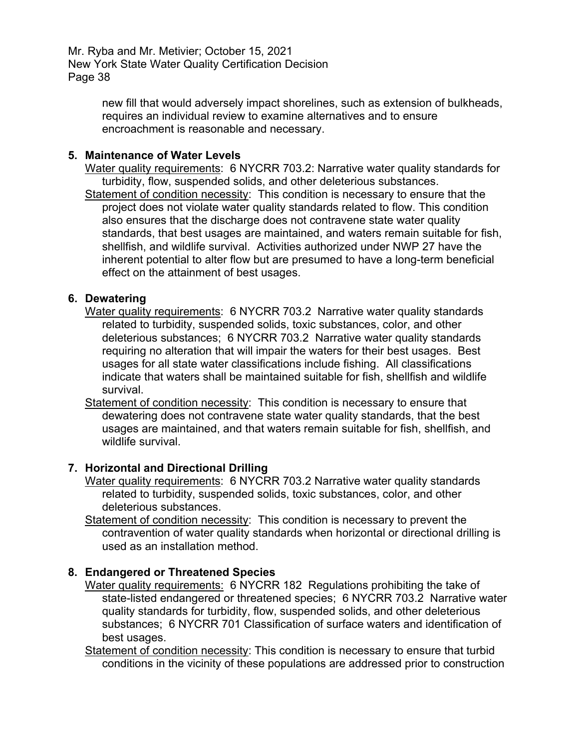new fill that would adversely impact shorelines, such as extension of bulkheads, requires an individual review to examine alternatives and to ensure encroachment is reasonable and necessary.

**5. Maintenance of Water Levels**

Water quality requirements: 6 NYCRR 703.2: Narrative water quality standards for turbidity, flow, suspended solids, and other deleterious substances.

Statement of condition necessity: This condition is necessary to ensure that the project does not violate water quality standards related to flow. This condition also ensures that the discharge does not contravene state water quality standards, that best usages are maintained, and waters remain suitable for fish, shellfish, and wildlife survival. Activities authorized under NWP 27 have the inherent potential to alter flow but are presumed to have a long-term beneficial effect on the attainment of best usages.

**6. Dewatering**

Water quality requirements: 6 NYCRR 703.2 Narrative water quality standards related to turbidity, suspended solids, toxic substances, color, and other deleterious substances; 6 NYCRR 703.2 Narrative water quality standards requiring no alteration that will impair the waters for their best usages. Best usages for all state water classifications include fishing. All classifications indicate that waters shall be maintained suitable for fish, shellfish and wildlife survival.

Statement of condition necessity: This condition is necessary to ensure that dewatering does not contravene state water quality standards, that the best usages are maintained, and that waters remain suitable for fish, shellfish, and wildlife survival.

**7. Horizontal and Directional Drilling**

Water quality requirements: 6 NYCRR 703.2 Narrative water quality standards related to turbidity, suspended solids, toxic substances, color, and other deleterious substances.

Statement of condition necessity: This condition is necessary to prevent the contravention of water quality standards when horizontal or directional drilling is used as an installation method.

**8. Endangered or Threatened Species**

Water quality requirements: 6 NYCRR 182 Regulations prohibiting the take of state-listed endangered or threatened species; 6 NYCRR 703.2 Narrative water quality standards for turbidity, flow, suspended solids, and other deleterious substances; 6 NYCRR 701 Classification of surface waters and identification of best usages.

Statement of condition necessity: This condition is necessary to ensure that turbid conditions in the vicinity of these populations are addressed prior to construction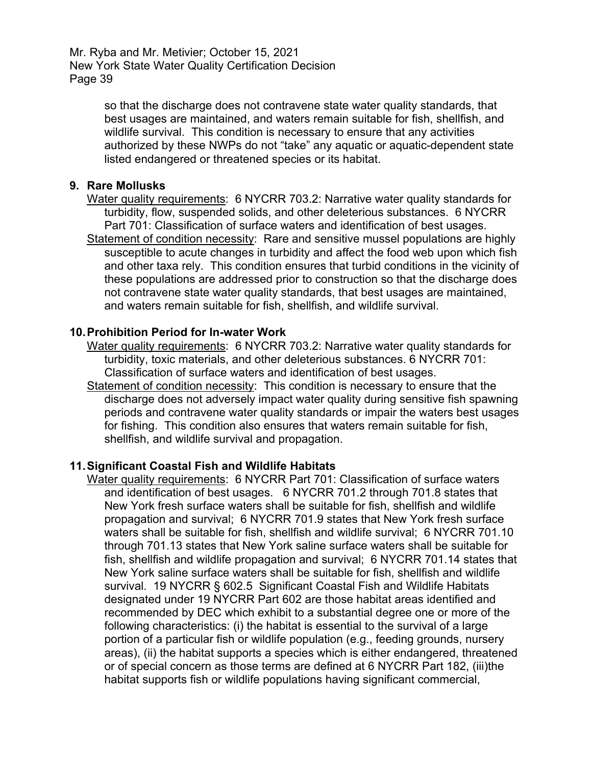so that the discharge does not contravene state water quality standards, that best usages are maintained, and waters remain suitable for fish, shellfish, and wildlife survival. This condition is necessary to ensure that any activities authorized by these NWPs do not "take" any aquatic or aquatic-dependent state listed endangered or threatened species or its habitat.

**9. Rare Mollusks**

Water quality requirements: 6 NYCRR 703.2: Narrative water quality standards for turbidity, flow, suspended solids, and other deleterious substances. 6 NYCRR Part 701: Classification of surface waters and identification of best usages.

Statement of condition necessity: Rare and sensitive mussel populations are highly susceptible to acute changes in turbidity and affect the food web upon which fish and other taxa rely. This condition ensures that turbid conditions in the vicinity of these populations are addressed prior to construction so that the discharge does not contravene state water quality standards, that best usages are maintained, and waters remain suitable for fish, shellfish, and wildlife survival.

**10. Prohibition Period for In-water Work**

Water quality requirements: 6 NYCRR 703.2: Narrative water quality standards for turbidity, toxic materials, and other deleterious substances. 6 NYCRR 701: Classification of surface waters and identification of best usages.

Statement of condition necessity: This condition is necessary to ensure that the discharge does not adversely impact water quality during sensitive fish spawning periods and contravene water quality standards or impair the waters best usages for fishing. This condition also ensures that waters remain suitable for fish, shellfish, and wildlife survival and propagation.

**11. Significant Coastal Fish and Wildlife Habitats**

Water quality requirements: 6 NYCRR Part 701: Classification of surface waters and identification of best usages. 6 NYCRR 701.2 through 701.8 states that New York fresh surface waters shall be suitable for fish, shellfish and wildlife propagation and survival; 6 NYCRR 701.9 states that New York fresh surface waters shall be suitable for fish, shellfish and wildlife survival; 6 NYCRR 701.10 through 701.13 states that New York saline surface waters shall be suitable for fish, shellfish and wildlife propagation and survival; 6 NYCRR 701.14 states that New York saline surface waters shall be suitable for fish, shellfish and wildlife survival. 19 NYCRR § 602.5 Significant Coastal Fish and Wildlife Habitats designated under 19 NYCRR Part 602 are those habitat areas identified and recommended by DEC which exhibit to a substantial degree one or more of the following characteristics: (i) the habitat is essential to the survival of a large portion of a particular fish or wildlife population (e.g., feeding grounds, nursery areas), (ii) the habitat supports a species which is either endangered, threatened or of special concern as those terms are defined at 6 NYCRR Part 182, (iii)the habitat supports fish or wildlife populations having significant commercial,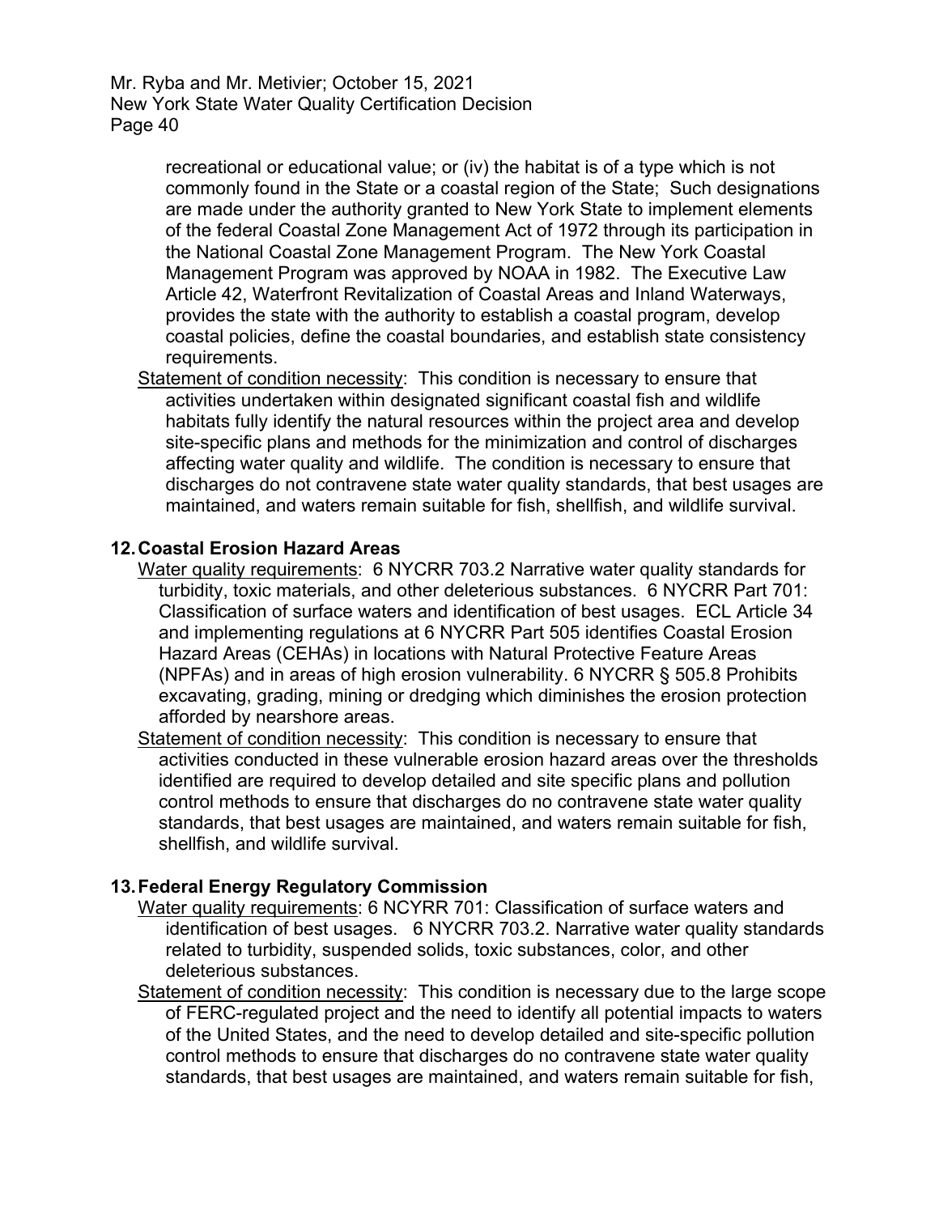recreational or educational value; or (iv) the habitat is of a type which is not commonly found in the State or a coastal region of the State; Such designations are made under the authority granted to New York State to implement elements of the federal Coastal Zone Management Act of 1972 through its participation in the National Coastal Zone Management Program. The New York Coastal Management Program was approved by NOAA in 1982. The Executive Law Article 42, Waterfront Revitalization of Coastal Areas and Inland Waterways, provides the state with the authority to establish a coastal program, develop coastal policies, define the coastal boundaries, and establish state consistency requirements.

Statement of condition necessity: This condition is necessary to ensure that activities undertaken within designated significant coastal fish and wildlife habitats fully identify the natural resources within the project area and develop site-specific plans and methods for the minimization and control of discharges affecting water quality and wildlife. The condition is necessary to ensure that discharges do not contravene state water quality standards, that best usages are maintained, and waters remain suitable for fish, shellfish, and wildlife survival.

**12. Coastal Erosion Hazard Areas**

Water quality requirements: 6 NYCRR 703.2 Narrative water quality standards for turbidity, toxic materials, and other deleterious substances. 6 NYCRR Part 701: Classification of surface waters and identification of best usages. ECL Article 34 and implementing regulations at 6 NYCRR Part 505 identifies Coastal Erosion Hazard Areas (CEHAs) in locations with Natural Protective Feature Areas (NPFAs) and in areas of high erosion vulnerability. 6 NYCRR § 505.8 Prohibits excavating, grading, mining or dredging which diminishes the erosion protection afforded by nearshore areas.

Statement of condition necessity: This condition is necessary to ensure that activities conducted in these vulnerable erosion hazard areas over the thresholds identified are required to develop detailed and site specific plans and pollution control methods to ensure that discharges do no contravene state water quality standards, that best usages are maintained, and waters remain suitable for fish, shellfish, and wildlife survival.

**13. Federal Energy Regulatory Commission**

Water quality requirements: 6 NCYRR 701: Classification of surface waters and identification of best usages. 6 NYCRR 703.2. Narrative water quality standards related to turbidity, suspended solids, toxic substances, color, and other deleterious substances.

Statement of condition necessity: This condition is necessary due to the large scope of FERC-regulated project and the need to identify all potential impacts to waters of the United States, and the need to develop detailed and site-specific pollution control methods to ensure that discharges do no contravene state water quality standards, that best usages are maintained, and waters remain suitable for fish,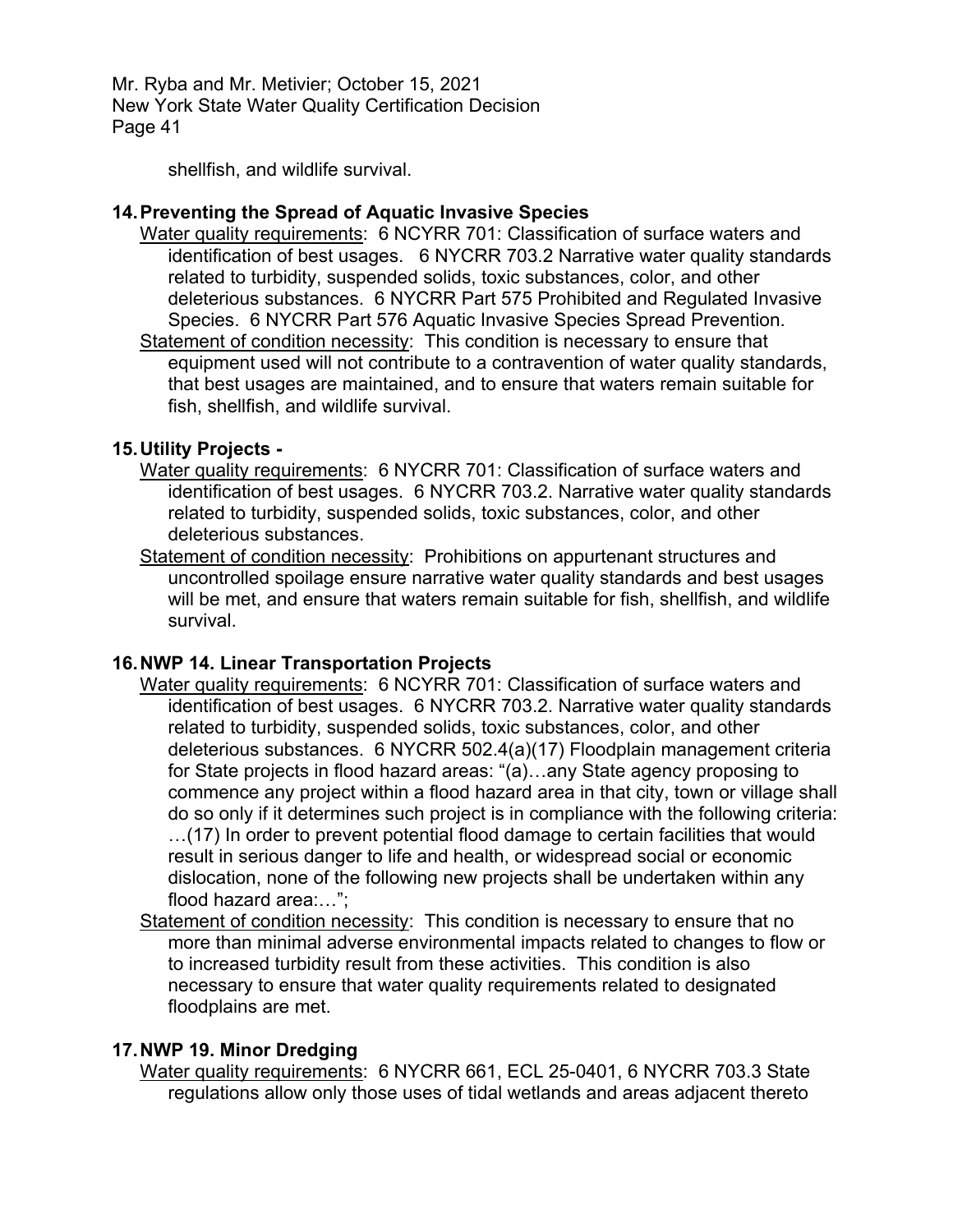shellfish, and wildlife survival.

**14. Preventing the Spread of Aquatic Invasive Species**

Water quality requirements: 6 NCYRR 701: Classification of surface waters and identification of best usages. 6 NYCRR 703.2 Narrative water quality standards related to turbidity, suspended solids, toxic substances, color, and other deleterious substances. 6 NYCRR Part 575 Prohibited and Regulated Invasive Species. 6 NYCRR Part 576 Aquatic Invasive Species Spread Prevention.

Statement of condition necessity: This condition is necessary to ensure that equipment used will not contribute to a contravention of water quality standards, that best usages are maintained, and to ensure that waters remain suitable for fish, shellfish, and wildlife survival.

**15. Utility Projects -**

Water quality requirements: 6 NYCRR 701: Classification of surface waters and identification of best usages. 6 NYCRR 703.2. Narrative water quality standards related to turbidity, suspended solids, toxic substances, color, and other deleterious substances.

Statement of condition necessity: Prohibitions on appurtenant structures and uncontrolled spoilage ensure narrative water quality standards and best usages will be met, and ensure that waters remain suitable for fish, shellfish, and wildlife survival.

**16. NWP 14. Linear Transportation Projects**

Water quality requirements: 6 NCYRR 701: Classification of surface waters and identification of best usages. 6 NYCRR 703.2. Narrative water quality standards related to turbidity, suspended solids, toxic substances, color, and other deleterious substances. 6 NYCRR 502.4(a)(17) Floodplain management criteria for State projects in flood hazard areas: "(a)…any State agency proposing to commence any project within a flood hazard area in that city, town or village shall do so only if it determines such project is in compliance with the following criteria: …(17) In order to prevent potential flood damage to certain facilities that would result in serious danger to life and health, or widespread social or economic dislocation, none of the following new projects shall be undertaken within any flood hazard area:…";

Statement of condition necessity: This condition is necessary to ensure that no more than minimal adverse environmental impacts related to changes to flow or to increased turbidity result from these activities. This condition is also necessary to ensure that water quality requirements related to designated floodplains are met.

**17. NWP 19. Minor Dredging**

Water quality requirements: 6 NYCRR 661, ECL 25-0401, 6 NYCRR 703.3 State regulations allow only those uses of tidal wetlands and areas adjacent thereto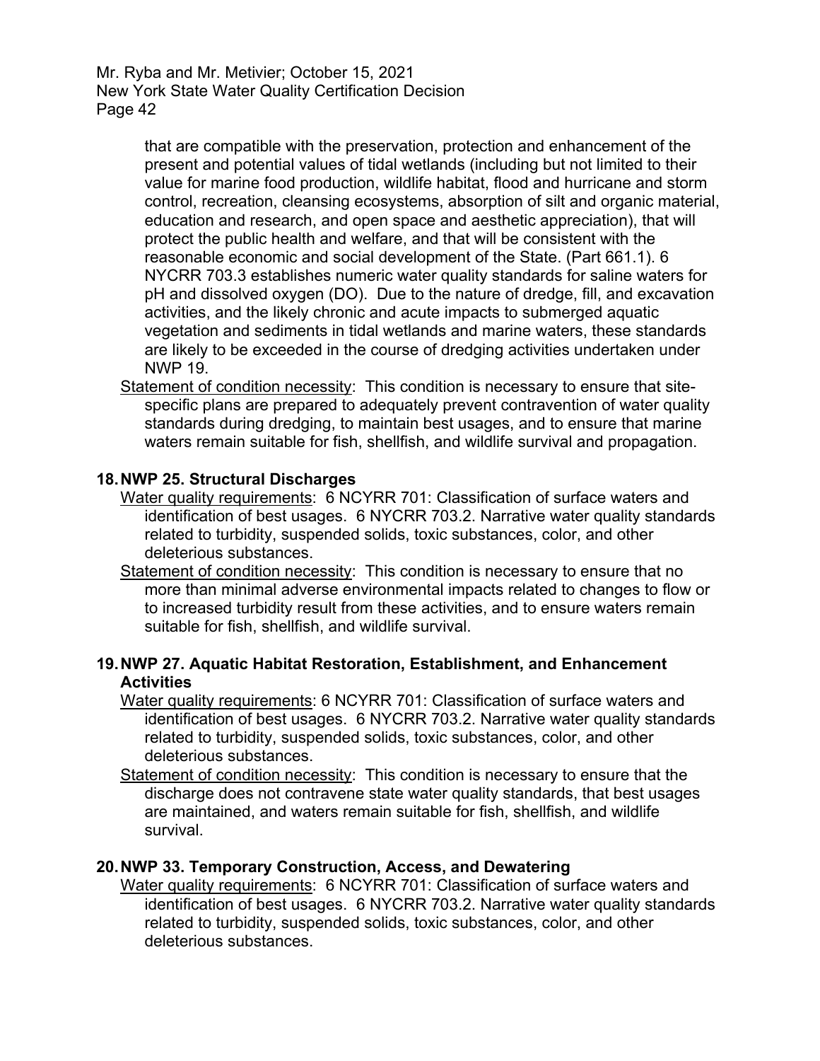that are compatible with the preservation, protection and enhancement of the present and potential values of tidal wetlands (including but not limited to their value for marine food production, wildlife habitat, flood and hurricane and storm control, recreation, cleansing ecosystems, absorption of silt and organic material, education and research, and open space and aesthetic appreciation), that will protect the public health and welfare, and that will be consistent with the reasonable economic and social development of the State. (Part 661.1). 6 NYCRR 703.3 establishes numeric water quality standards for saline waters for pH and dissolved oxygen (DO). Due to the nature of dredge, fill, and excavation activities, and the likely chronic and acute impacts to submerged aquatic vegetation and sediments in tidal wetlands and marine waters, these standards are likely to be exceeded in the course of dredging activities undertaken under NWP 19.

Statement of condition necessity: This condition is necessary to ensure that site-specific plans are prepared to adequately prevent contravention of water quality standards during dredging, to maintain best usages, and to ensure that marine waters remain suitable for fish, shellfish, and wildlife survival and propagation.

**18. NWP 25. Structural Discharges**

Water quality requirements: 6 NCYRR 701: Classification of surface waters and identification of best usages. 6 NYCRR 703.2. Narrative water quality standards related to turbidity, suspended solids, toxic substances, color, and other deleterious substances.

Statement of condition necessity: This condition is necessary to ensure that no more than minimal adverse environmental impacts related to changes to flow or to increased turbidity result from these activities, and to ensure waters remain suitable for fish, shellfish, and wildlife survival.

**19. NWP 27. Aquatic Habitat Restoration, Establishment, and Enhancement Activities**

Water quality requirements: 6 NCYRR 701: Classification of surface waters and identification of best usages. 6 NYCRR 703.2. Narrative water quality standards related to turbidity, suspended solids, toxic substances, color, and other deleterious substances.

Statement of condition necessity: This condition is necessary to ensure that the discharge does not contravene state water quality standards, that best usages are maintained, and waters remain suitable for fish, shellfish, and wildlife survival.

**20. NWP 33. Temporary Construction, Access, and Dewatering**

Water quality requirements: 6 NCYRR 701: Classification of surface waters and identification of best usages. 6 NYCRR 703.2. Narrative water quality standards related to turbidity, suspended solids, toxic substances, color, and other deleterious substances.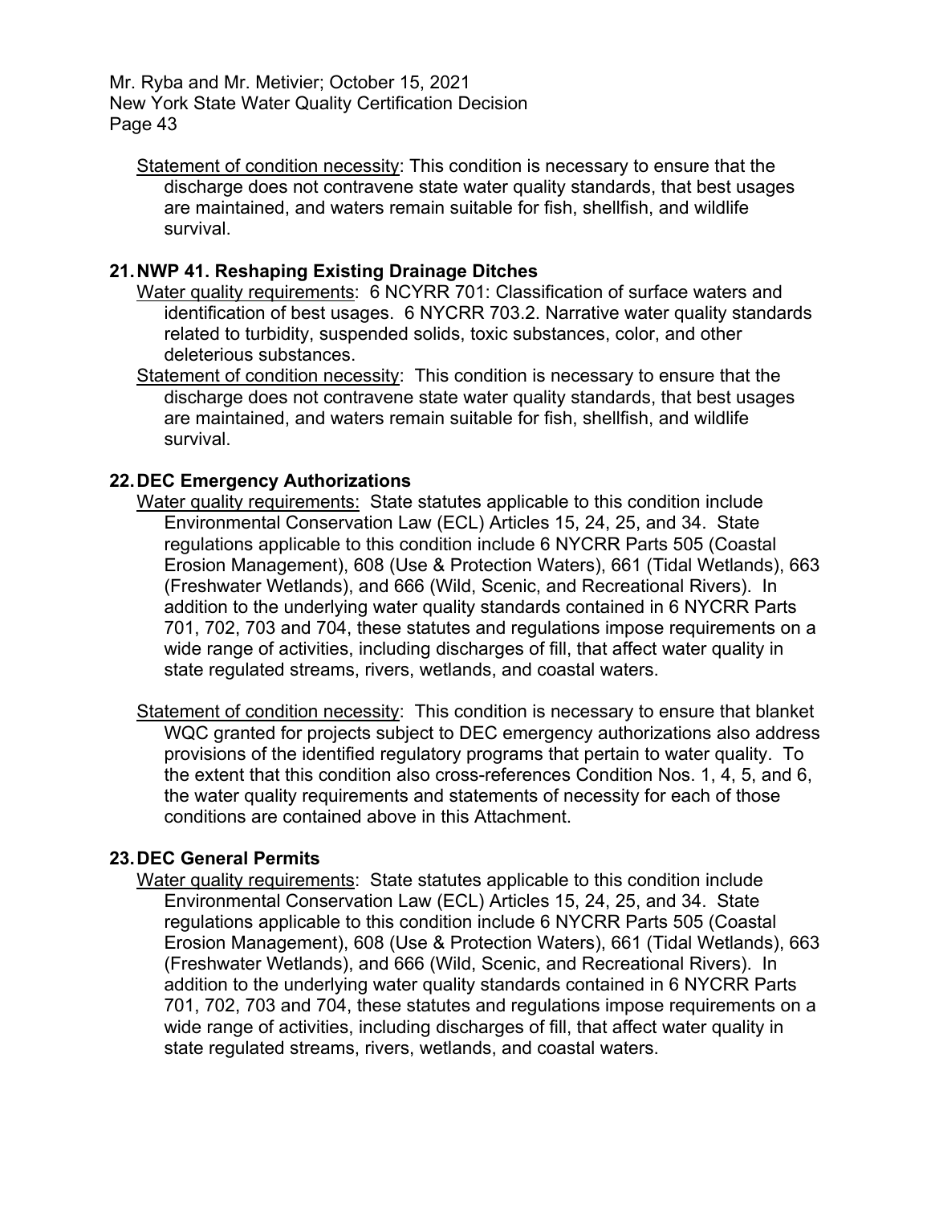Statement of condition necessity: This condition is necessary to ensure that the discharge does not contravene state water quality standards, that best usages are maintained, and waters remain suitable for fish, shellfish, and wildlife survival.

**21. NWP 41. Reshaping Existing Drainage Ditches**

Water quality requirements: 6 NCYRR 701: Classification of surface waters and identification of best usages. 6 NYCRR 703.2. Narrative water quality standards related to turbidity, suspended solids, toxic substances, color, and other deleterious substances.

Statement of condition necessity: This condition is necessary to ensure that the discharge does not contravene state water quality standards, that best usages are maintained, and waters remain suitable for fish, shellfish, and wildlife survival.

**22. DEC Emergency Authorizations**

Water quality requirements: State statutes applicable to this condition include Environmental Conservation Law (ECL) Articles 15, 24, 25, and 34. State regulations applicable to this condition include 6 NYCRR Parts 505 (Coastal Erosion Management), 608 (Use & Protection Waters), 661 (Tidal Wetlands), 663 (Freshwater Wetlands), and 666 (Wild, Scenic, and Recreational Rivers). In addition to the underlying water quality standards contained in 6 NYCRR Parts 701, 702, 703 and 704, these statutes and regulations impose requirements on a wide range of activities, including discharges of fill, that affect water quality in state regulated streams, rivers, wetlands, and coastal waters.

Statement of condition necessity: This condition is necessary to ensure that blanket WQC granted for projects subject to DEC emergency authorizations also address provisions of the identified regulatory programs that pertain to water quality. To the extent that this condition also cross-references Condition Nos. 1, 4, 5, and 6, the water quality requirements and statements of necessity for each of those conditions are contained above in this Attachment.

**23. DEC General Permits**

Water quality requirements: State statutes applicable to this condition include Environmental Conservation Law (ECL) Articles 15, 24, 25, and 34. State regulations applicable to this condition include 6 NYCRR Parts 505 (Coastal Erosion Management), 608 (Use & Protection Waters), 661 (Tidal Wetlands), 663 (Freshwater Wetlands), and 666 (Wild, Scenic, and Recreational Rivers). In addition to the underlying water quality standards contained in 6 NYCRR Parts 701, 702, 703 and 704, these statutes and regulations impose requirements on a wide range of activities, including discharges of fill, that affect water quality in state regulated streams, rivers, wetlands, and coastal waters.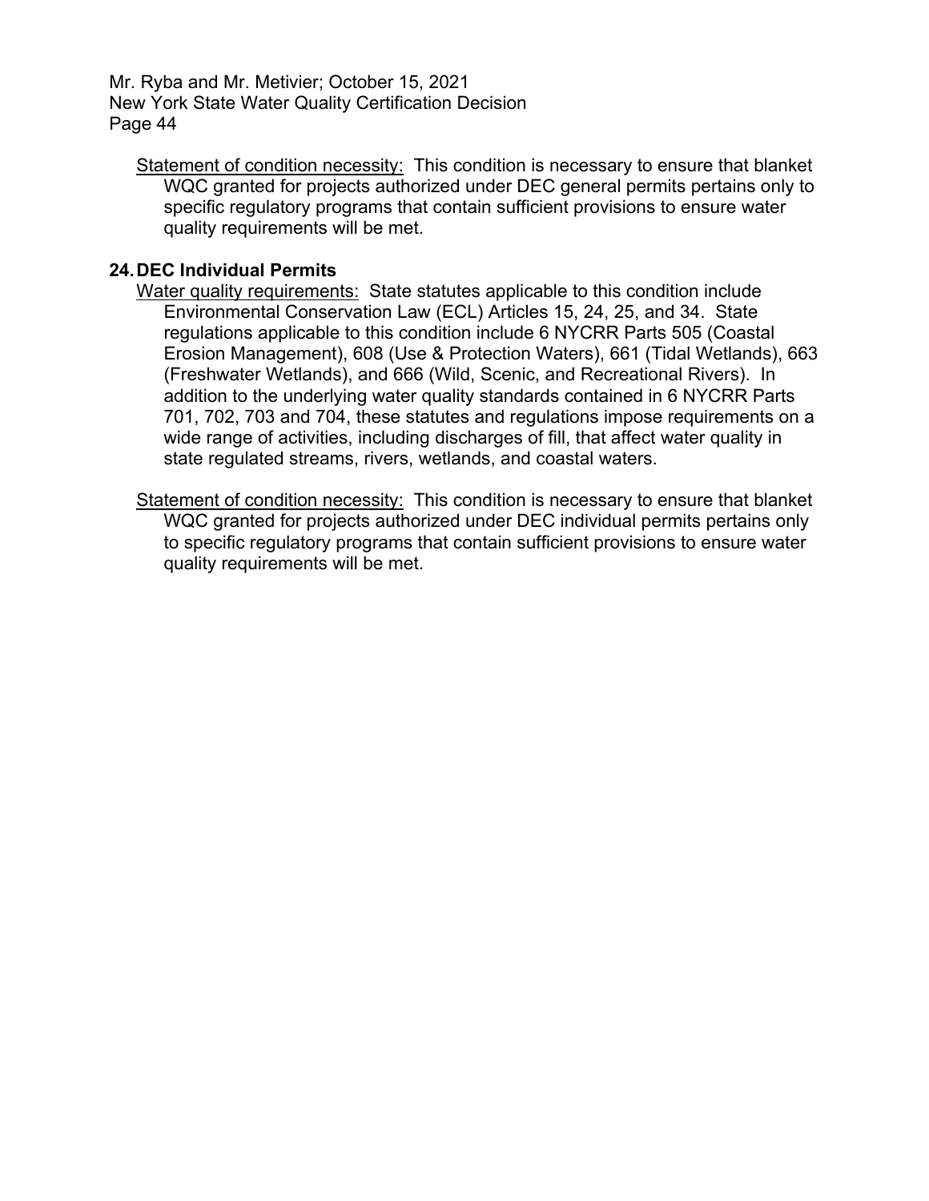Statement of condition necessity: This condition is necessary to ensure that blanket WQC granted for projects authorized under DEC general permits pertains only to specific regulatory programs that contain sufficient provisions to ensure water quality requirements will be met.

**24. DEC Individual Permits**

Water quality requirements: State statutes applicable to this condition include Environmental Conservation Law (ECL) Articles 15, 24, 25, and 34. State regulations applicable to this condition include 6 NYCRR Parts 505 (Coastal Erosion Management), 608 (Use & Protection Waters), 661 (Tidal Wetlands), 663 (Freshwater Wetlands), and 666 (Wild, Scenic, and Recreational Rivers). In addition to the underlying water quality standards contained in 6 NYCRR Parts 701, 702, 703 and 704, these statutes and regulations impose requirements on a wide range of activities, including discharges of fill, that affect water quality in state regulated streams, rivers, wetlands, and coastal waters.

Statement of condition necessity: This condition is necessary to ensure that blanket WQC granted for projects authorized under DEC individual permits pertains only to specific regulatory programs that contain sufficient provisions to ensure water quality requirements will be met.